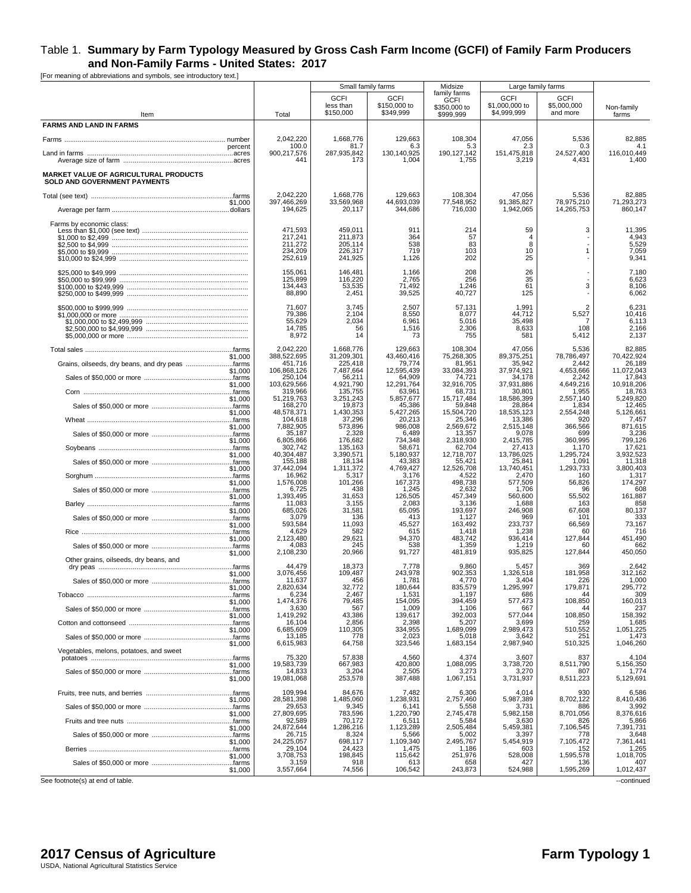# Table 1. Summary by Farm Typology Measured by Gross Cash Farm Income (GCFI) of Family Farm Producers and Non-Family Farms - United States: 2017

[For meaning of abbreviations and symbols, see introductory text.]

| Item | | Total | Small family farms | | Midsize family farms | Large family farms | | Non-family farms |
|---|---|---|---|---|---|---|---|---|
| | | | GCFI less than $150,000 | GCFI $150,000 to $349,999 | GCFI $350,000 to $999,999 | GCFI $1,000,000 to $4,999,999 | GCFI $5,000,000 and more | |
| **FARMS AND LAND IN FARMS** | | | | | | | | |
| Farms | number | 2,042,220 | 1,668,776 | 129,663 | 108,304 | 47,056 | 5,536 | 82,885 |
| | percent | 100.0 | 81.7 | 6.3 | 5.3 | 2.3 | 0.3 | 4.1 |
| Land in farms | acres | 900,217,576 | 287,935,842 | 130,140,925 | 190,127,142 | 151,475,818 | 24,527,400 | 116,010,449 |
| Average size of farm | acres | 441 | 173 | 1,004 | 1,755 | 3,219 | 4,431 | 1,400 |
| **MARKET VALUE OF AGRICULTURAL PRODUCTS SOLD AND GOVERNMENT PAYMENTS** | | | | | | | | |
| Total (see text) | farms | 2,042,220 | 1,668,776 | 129,663 | 108,304 | 47,056 | 5,536 | 82,885 |
| | $1,000 | 397,466,269 | 33,569,968 | 44,693,039 | 77,548,952 | 91,385,827 | 78,975,210 | 71,293,273 |
| Average per farm | dollars | 194,625 | 20,117 | 344,686 | 716,030 | 1,942,065 | 14,265,753 | 860,147 |
| Farms by economic class: | | | | | | | | |
| Less than $1,000 (see text) | | 471,593 | 459,011 | 911 | 214 | 59 | 3 | 11,395 |
| $1,000 to $2,499 | | 217,241 | 211,873 | 364 | 57 | 4 | - | 4,943 |
| $2,500 to $4,999 | | 211,272 | 205,114 | 538 | 83 | 8 | - | 5,529 |
| $5,000 to $9,999 | | 234,209 | 226,317 | 719 | 103 | 10 | 1 | 7,059 |
| $10,000 to $24,999 | | 252,619 | 241,925 | 1,126 | 202 | 25 | - | 9,341 |
| $25,000 to $49,999 | | 155,061 | 146,481 | 1,166 | 208 | 26 | - | 7,180 |
| $50,000 to $99,999 | | 125,899 | 116,220 | 2,765 | 256 | 35 | - | 6,623 |
| $100,000 to $249,999 | | 134,443 | 53,535 | 71,492 | 1,246 | 61 | 3 | 8,106 |
| $250,000 to $499,999 | | 88,890 | 2,451 | 39,525 | 40,727 | 125 | - | 6,062 |
| $500,000 to $999,999 | | 71,607 | 3,745 | 2,507 | 57,131 | 1,991 | 2 | 6,231 |
| $1,000,000 or more | | 79,386 | 2,104 | 8,550 | 8,077 | 44,712 | 5,527 | 10,416 |
| $1,000,000 to $2,499,999 | | 55,629 | 2,034 | 6,961 | 5,016 | 35,498 | 7 | 6,113 |
| $2,500,000 to $4,999,999 | | 14,785 | 56 | 1,516 | 2,306 | 8,633 | 108 | 2,166 |
| $5,000,000 or more | | 8,972 | 14 | 73 | 755 | 581 | 5,412 | 2,137 |
| Total sales | farms | 2,042,220 | 1,668,776 | 129,663 | 108,304 | 47,056 | 5,536 | 82,885 |
| | $1,000 | 388,522,695 | 31,209,301 | 43,460,416 | 75,268,305 | 89,375,251 | 78,786,497 | 70,422,924 |
| Grains, oilseeds, dry beans, and dry peas | farms | 451,716 | 225,418 | 79,774 | 81,951 | 35,942 | 2,442 | 26,189 |
| | $1,000 | 106,868,126 | 7,487,664 | 12,595,439 | 33,084,393 | 37,974,921 | 4,653,666 | 11,072,043 |
| Sales of $50,000 or more | farms | 250,104 | 56,211 | 64,909 | 74,721 | 34,178 | 2,242 | 17,843 |
| | $1,000 | 103,629,566 | 4,921,790 | 12,291,764 | 32,916,705 | 37,931,886 | 4,649,216 | 10,918,206 |
| Corn | farms | 319,966 | 135,755 | 63,961 | 68,731 | 30,801 | 1,955 | 18,763 |
| | $1,000 | 51,219,763 | 3,251,243 | 5,857,677 | 15,717,484 | 18,586,399 | 2,557,140 | 5,249,820 |
| Sales of $50,000 or more | farms | 168,270 | 19,873 | 45,386 | 59,848 | 28,864 | 1,834 | 12,465 |
| | $1,000 | 48,578,371 | 1,430,353 | 5,427,265 | 15,504,720 | 18,535,123 | 2,554,248 | 5,126,661 |
| Wheat | farms | 104,618 | 37,296 | 20,213 | 25,346 | 13,386 | 920 | 7,457 |
| | $1,000 | 7,882,905 | 573,896 | 986,008 | 2,569,672 | 2,515,148 | 366,566 | 871,615 |
| Sales of $50,000 or more | farms | 35,187 | 2,328 | 6,489 | 13,357 | 9,078 | 699 | 3,236 |
| | $1,000 | 6,805,866 | 176,682 | 734,348 | 2,318,930 | 2,415,785 | 360,995 | 799,126 |
| Soybeans | farms | 302,742 | 135,163 | 58,671 | 62,704 | 27,413 | 1,170 | 17,621 |
| | $1,000 | 40,304,487 | 3,390,571 | 5,180,937 | 12,718,707 | 13,786,025 | 1,295,724 | 3,932,523 |
| Sales of $50,000 or more | farms | 155,188 | 18,134 | 43,383 | 55,421 | 25,841 | 1,091 | 11,318 |
| | $1,000 | 37,442,094 | 1,311,372 | 4,769,427 | 12,526,708 | 13,740,451 | 1,293,733 | 3,800,403 |
| Sorghum | farms | 16,962 | 5,317 | 3,176 | 4,522 | 2,470 | 160 | 1,317 |
| | $1,000 | 1,576,008 | 101,266 | 167,373 | 498,738 | 577,509 | 56,826 | 174,297 |
| Sales of $50,000 or more | farms | 6,725 | 438 | 1,245 | 2,632 | 1,706 | 96 | 608 |
| | $1,000 | 1,393,495 | 31,653 | 126,505 | 457,349 | 560,600 | 55,502 | 161,887 |
| Barley | farms | 11,083 | 3,155 | 2,083 | 3,136 | 1,688 | 163 | 858 |
| | $1,000 | 685,026 | 31,581 | 65,095 | 193,697 | 246,908 | 67,608 | 80,137 |
| Sales of $50,000 or more | farms | 3,079 | 136 | 413 | 1,127 | 969 | 101 | 333 |
| | $1,000 | 593,584 | 11,093 | 45,527 | 163,492 | 233,737 | 66,569 | 73,167 |
| Rice | farms | 4,629 | 582 | 615 | 1,418 | 1,238 | 60 | 716 |
| | $1,000 | 2,123,480 | 29,621 | 94,370 | 483,742 | 936,414 | 127,844 | 451,490 |
| Sales of $50,000 or more | farms | 4,083 | 245 | 538 | 1,359 | 1,219 | 60 | 662 |
| | $1,000 | 2,108,230 | 20,966 | 91,727 | 481,819 | 935,825 | 127,844 | 450,050 |
| Other grains, oilseeds, dry beans, and dry peas | farms | 44,479 | 18,373 | 7,778 | 9,860 | 5,457 | 369 | 2,642 |
| | $1,000 | 3,076,456 | 109,487 | 243,978 | 902,353 | 1,326,518 | 181,958 | 312,162 |
| Sales of $50,000 or more | farms | 11,637 | 456 | 1,781 | 4,770 | 3,404 | 226 | 1,000 |
| | $1,000 | 2,820,634 | 32,772 | 180,644 | 835,579 | 1,295,997 | 179,871 | 295,772 |
| Tobacco | farms | 6,234 | 2,467 | 1,531 | 1,197 | 686 | 44 | 309 |
| | $1,000 | 1,474,376 | 79,485 | 154,095 | 394,459 | 577,473 | 108,850 | 160,013 |
| Sales of $50,000 or more | farms | 3,630 | 567 | 1,009 | 1,106 | 667 | 44 | 237 |
| | $1,000 | 1,419,292 | 43,386 | 139,617 | 392,003 | 577,044 | 108,850 | 158,392 |
| Cotton and cottonseed | farms | 16,104 | 2,856 | 2,398 | 5,207 | 3,699 | 259 | 1,685 |
| | $1,000 | 6,685,609 | 110,305 | 334,955 | 1,689,099 | 2,989,473 | 510,552 | 1,051,225 |
| Sales of $50,000 or more | farms | 13,185 | 778 | 2,023 | 5,018 | 3,642 | 251 | 1,473 |
| | $1,000 | 6,615,983 | 64,758 | 323,546 | 1,683,154 | 2,987,940 | 510,325 | 1,046,260 |
| Vegetables, melons, potatoes, and sweet potatoes | farms | 75,320 | 57,838 | 4,560 | 4,374 | 3,607 | 837 | 4,104 |
| | $1,000 | 19,583,739 | 667,983 | 420,800 | 1,088,095 | 3,738,720 | 8,511,790 | 5,156,350 |
| Sales of $50,000 or more | farms | 14,833 | 3,204 | 2,505 | 3,273 | 3,270 | 807 | 1,774 |
| | $1,000 | 19,081,068 | 253,578 | 387,488 | 1,067,151 | 3,731,937 | 8,511,223 | 5,129,691 |
| Fruits, tree nuts, and berries | farms | 109,994 | 84,676 | 7,482 | 6,306 | 4,014 | 930 | 6,586 |
| | $1,000 | 28,581,398 | 1,485,060 | 1,238,931 | 2,757,460 | 5,987,389 | 8,702,122 | 8,410,436 |
| Sales of $50,000 or more | farms | 29,653 | 9,345 | 6,141 | 5,558 | 3,731 | 886 | 3,992 |
| | $1,000 | 27,809,695 | 783,596 | 1,220,790 | 2,745,478 | 5,982,158 | 8,701,056 | 8,376,616 |
| Fruits and tree nuts | farms | 92,589 | 70,172 | 6,511 | 5,584 | 3,630 | 826 | 5,866 |
| | $1,000 | 24,872,644 | 1,286,216 | 1,123,289 | 2,505,484 | 5,459,381 | 7,106,545 | 7,391,731 |
| Sales of $50,000 or more | farms | 26,715 | 8,324 | 5,566 | 5,002 | 3,397 | 778 | 3,648 |
| | $1,000 | 24,225,057 | 698,117 | 1,109,340 | 2,495,767 | 5,454,919 | 7,105,472 | 7,361,441 |
| Berries | farms | 29,104 | 24,423 | 1,475 | 1,186 | 603 | 152 | 1,265 |
| | $1,000 | 3,708,753 | 198,845 | 115,642 | 251,976 | 528,008 | 1,595,578 | 1,018,705 |
| Sales of $50,000 or more | farms | 3,159 | 918 | 613 | 658 | 427 | 136 | 407 |
| | $1,000 | 3,557,664 | 74,556 | 106,542 | 243,873 | 524,988 | 1,595,269 | 1,012,437 |

See footnote(s) at end of table. --continued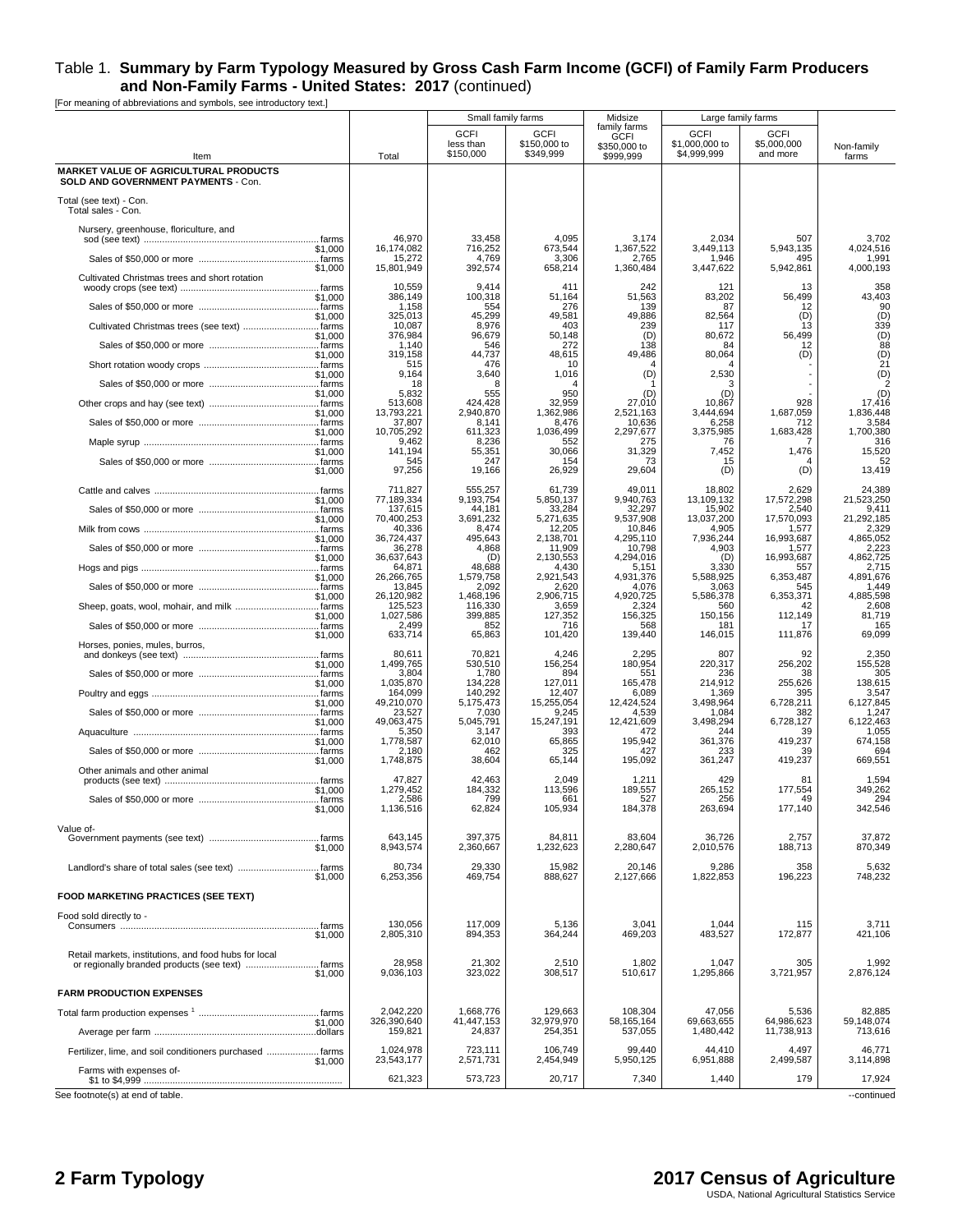# Table 1. **Summary by Farm Typology Measured by Gross Cash Farm Income (GCFI) of Family Farm Producers and Non-Family Farms - United States: 2017** (continued)

[For meaning of abbreviations and symbols, see introductory text.]

| Item | | Total | Small family farms | | Midsize family farms | Large family farms | | Non-family farms |
|---|---|---|---|---|---|---|---|---|
| | | | GCFI less than $150,000 | GCFI $150,000 to $349,999 | GCFI $350,000 to $999,999 | GCFI $1,000,000 to $4,999,999 | GCFI $5,000,000 and more | |
| **MARKET VALUE OF AGRICULTURAL PRODUCTS SOLD AND GOVERNMENT PAYMENTS** - Con. | | | | | | | | |
| Total (see text) - Con. | | | | | | | | |
| Total sales - Con. | | | | | | | | |
| Nursery, greenhouse, floriculture, and sod (see text) | farms | 46,970 | 33,458 | 4,095 | 3,174 | 2,034 | 507 | 3,702 |
| | $1,000 | 16,174,082 | 716,252 | 673,544 | 1,367,522 | 3,449,113 | 5,943,135 | 4,024,516 |
| Sales of $50,000 or more | farms | 15,272 | 4,769 | 3,306 | 2,765 | 1,946 | 495 | 1,991 |
| | $1,000 | 15,801,949 | 392,574 | 658,214 | 1,360,484 | 3,447,622 | 5,942,861 | 4,000,193 |
| Cultivated Christmas trees and short rotation woody crops (see text) | farms | 10,559 | 9,414 | 411 | 242 | 121 | 13 | 358 |
| | $1,000 | 386,149 | 100,318 | 51,164 | 51,563 | 83,202 | 56,499 | 43,403 |
| Sales of $50,000 or more | farms | 1,158 | 554 | 276 | 139 | 87 | 12 | 90 |
| | $1,000 | 325,013 | 45,299 | 49,581 | 49,886 | 82,564 | (D) | (D) |
| Cultivated Christmas trees (see text) | farms | 10,087 | 8,976 | 403 | 239 | 117 | 13 | 339 |
| | $1,000 | 376,984 | 96,679 | 50,148 | (D) | 80,672 | 56,499 | (D) |
| Sales of $50,000 or more | farms | 1,140 | 546 | 272 | 138 | 84 | 12 | 88 |
| | $1,000 | 319,158 | 44,737 | 48,615 | 49,486 | 80,064 | (D) | (D) |
| Short rotation woody crops | farms | 515 | 476 | 10 | 4 | 4 | - | 21 |
| | $1,000 | 9,164 | 3,640 | 1,016 | (D) | 2,530 | - | (D) |
| Sales of $50,000 or more | farms | 18 | 8 | 4 | 1 | 3 | - | 2 |
| | $1,000 | 5,832 | 555 | 950 | (D) | (D) | - | (D) |
| Other crops and hay (see text) | farms | 513,608 | 424,428 | 32,959 | 27,010 | 10,867 | 928 | 17,416 |
| | $1,000 | 13,793,221 | 2,940,870 | 1,362,986 | 2,521,163 | 3,444,694 | 1,687,059 | 1,836,448 |
| Sales of $50,000 or more | farms | 37,807 | 8,141 | 8,476 | 10,636 | 6,258 | 712 | 3,584 |
| | $1,000 | 10,705,292 | 611,323 | 1,036,499 | 2,297,677 | 3,375,985 | 1,683,428 | 1,700,380 |
| Maple syrup | farms | 9,462 | 8,236 | 552 | 275 | 76 | 7 | 316 |
| | $1,000 | 141,194 | 55,351 | 30,066 | 31,329 | 7,452 | 1,476 | 15,520 |
| Sales of $50,000 or more | farms | 545 | 247 | 154 | 73 | 15 | 4 | 52 |
| | $1,000 | 97,256 | 19,166 | 26,929 | 29,604 | (D) | (D) | 13,419 |
| Cattle and calves | farms | 711,827 | 555,257 | 61,739 | 49,011 | 18,802 | 2,629 | 24,389 |
| | $1,000 | 77,189,334 | 9,193,754 | 5,850,137 | 9,940,763 | 13,109,132 | 17,572,298 | 21,523,250 |
| Sales of $50,000 or more | farms | 137,615 | 44,181 | 33,284 | 32,297 | 15,902 | 2,540 | 9,411 |
| | $1,000 | 70,400,253 | 3,691,232 | 5,271,635 | 9,537,908 | 13,037,200 | 17,570,093 | 21,292,185 |
| Milk from cows | farms | 40,336 | 8,474 | 12,205 | 10,846 | 4,905 | 1,577 | 2,329 |
| | $1,000 | 36,724,437 | 495,643 | 2,138,701 | 4,295,110 | 7,936,244 | 16,993,687 | 4,865,052 |
| Sales of $50,000 or more | farms | 36,278 | 4,868 | 11,909 | 10,798 | 4,903 | 1,577 | 2,223 |
| | $1,000 | 36,637,643 | (D) | 2,130,553 | 4,294,016 | (D) | 16,993,687 | 4,862,725 |
| Hogs and pigs | farms | 64,871 | 48,688 | 4,430 | 5,151 | 3,330 | 557 | 2,715 |
| | $1,000 | 26,266,765 | 1,579,758 | 2,921,543 | 4,931,376 | 5,588,925 | 6,353,487 | 4,891,676 |
| Sales of $50,000 or more | farms | 13,845 | 2,092 | 2,620 | 4,076 | 3,063 | 545 | 1,449 |
| | $1,000 | 26,120,982 | 1,468,196 | 2,906,715 | 4,920,725 | 5,586,378 | 6,353,371 | 4,885,598 |
| Sheep, goats, wool, mohair, and milk | farms | 125,523 | 116,330 | 3,659 | 2,324 | 560 | 42 | 2,608 |
| | $1,000 | 1,027,586 | 399,885 | 127,352 | 156,325 | 150,156 | 112,149 | 81,719 |
| Sales of $50,000 or more | farms | 2,499 | 852 | 716 | 568 | 181 | 17 | 165 |
| | $1,000 | 633,714 | 65,863 | 101,420 | 139,440 | 146,015 | 111,876 | 69,099 |
| Horses, ponies, mules, burros, and donkeys (see text) | farms | 80,611 | 70,821 | 4,246 | 2,295 | 807 | 92 | 2,350 |
| | $1,000 | 1,499,765 | 530,510 | 156,254 | 180,954 | 220,317 | 256,202 | 155,528 |
| Sales of $50,000 or more | farms | 3,804 | 1,780 | 894 | 551 | 236 | 38 | 305 |
| | $1,000 | 1,035,870 | 134,228 | 127,011 | 165,478 | 214,912 | 255,626 | 138,615 |
| Poultry and eggs | farms | 164,099 | 140,292 | 12,407 | 6,089 | 1,369 | 395 | 3,547 |
| | $1,000 | 49,210,070 | 5,175,473 | 15,255,054 | 12,424,524 | 3,498,964 | 6,728,211 | 6,127,845 |
| Sales of $50,000 or more | farms | 23,527 | 7,030 | 9,245 | 4,539 | 1,084 | 382 | 1,247 |
| | $1,000 | 49,063,475 | 5,045,791 | 15,247,191 | 12,421,609 | 3,498,294 | 6,728,127 | 6,122,463 |
| Aquaculture | farms | 5,350 | 3,147 | 393 | 472 | 244 | 39 | 1,055 |
| | $1,000 | 1,778,587 | 62,010 | 65,865 | 195,942 | 361,376 | 419,237 | 674,158 |
| Sales of $50,000 or more | farms | 2,180 | 462 | 325 | 427 | 233 | 39 | 694 |
| | $1,000 | 1,748,875 | 38,604 | 65,144 | 195,092 | 361,247 | 419,237 | 669,551 |
| Other animals and other animal products (see text) | farms | 47,827 | 42,463 | 2,049 | 1,211 | 429 | 81 | 1,594 |
| | $1,000 | 1,279,452 | 184,332 | 113,596 | 189,557 | 265,152 | 177,554 | 349,262 |
| Sales of $50,000 or more | farms | 2,586 | 799 | 661 | 527 | 256 | 49 | 294 |
| | $1,000 | 1,136,516 | 62,824 | 105,934 | 184,378 | 263,694 | 177,140 | 342,546 |
| Value of- | | | | | | | | |
| Government payments (see text) | farms | 643,145 | 397,375 | 84,811 | 83,604 | 36,726 | 2,757 | 37,872 |
| | $1,000 | 8,943,574 | 2,360,667 | 1,232,623 | 2,280,647 | 2,010,576 | 188,713 | 870,349 |
| Landlord's share of total sales (see text) | farms | 80,734 | 29,330 | 15,982 | 20,146 | 9,286 | 358 | 5,632 |
| | $1,000 | 6,253,356 | 469,754 | 888,627 | 2,127,666 | 1,822,853 | 196,223 | 748,232 |
| **FOOD MARKETING PRACTICES (SEE TEXT)** | | | | | | | | |
| Food sold directly to - | | | | | | | | |
| Consumers | farms | 130,056 | 117,009 | 5,136 | 3,041 | 1,044 | 115 | 3,711 |
| | $1,000 | 2,805,310 | 894,353 | 364,244 | 469,203 | 483,527 | 172,877 | 421,106 |
| Retail markets, institutions, and food hubs for local or regionally branded products (see text) | farms | 28,958 | 21,302 | 2,510 | 1,802 | 1,047 | 305 | 1,992 |
| | $1,000 | 9,036,103 | 323,022 | 308,517 | 510,617 | 1,295,866 | 3,721,957 | 2,876,124 |
| **FARM PRODUCTION EXPENSES** | | | | | | | | |
| Total farm production expenses [1] | farms | 2,042,220 | 1,668,776 | 129,663 | 108,304 | 47,056 | 5,536 | 82,885 |
| | $1,000 | 326,390,640 | 41,447,153 | 32,979,970 | 58,165,164 | 69,663,655 | 64,986,623 | 59,148,074 |
| Average per farm | dollars | 159,821 | 24,837 | 254,351 | 537,055 | 1,480,442 | 11,738,913 | 713,616 |
| Fertilizer, lime, and soil conditioners purchased | farms | 1,024,978 | 723,111 | 106,749 | 99,440 | 44,410 | 4,497 | 46,771 |
| | $1,000 | 23,543,177 | 2,571,731 | 2,454,949 | 5,950,125 | 6,951,888 | 2,499,587 | 3,114,898 |
| Farms with expenses of- | | | | | | | | |
| $1 to $4,999 | | 621,323 | 573,723 | 20,717 | 7,340 | 1,440 | 179 | 17,924 |

See footnote(s) at end of table.

--continued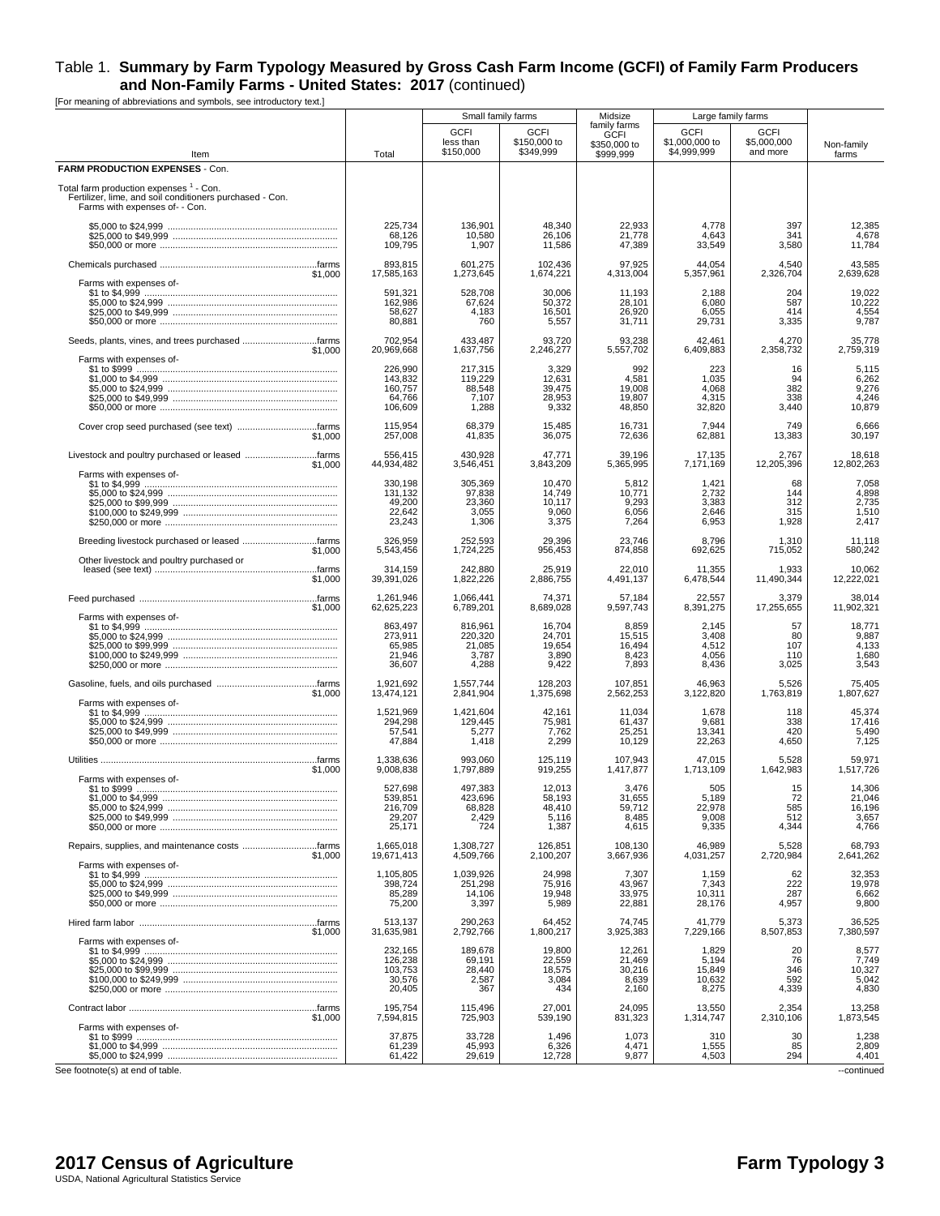# Table 1. **Summary by Farm Typology Measured by Gross Cash Farm Income (GCFI) of Family Farm Producers and Non-Family Farms - United States: 2017** (continued)

[For meaning of abbreviations and symbols, see introductory text.]

| Item | Total | Small family farms | | Midsize family farms | Large family farms | | Non-family farms |
|---|---|---|---|---|---|---|---|
| | | GCFI less than $150,000 | GCFI $150,000 to $349,999 | GCFI $350,000 to $999,999 | GCFI $1,000,000 to $4,999,999 | GCFI $5,000,000 and more | |
| **FARM PRODUCTION EXPENSES** - Con. | | | | | | | |
| Total farm production expenses [1] - Con. | | | | | | | |
| Fertilizer, lime, and soil conditioners purchased - Con. | | | | | | | |
| Farms with expenses of- - Con. | | | | | | | |
| $5,000 to $24,999 | 225,734 | 136,901 | 48,340 | 22,933 | 4,778 | 397 | 12,385 |
| $25,000 to $49,999 | 68,126 | 10,580 | 26,106 | 21,778 | 4,643 | 341 | 4,678 |
| $50,000 or more | 109,795 | 1,907 | 11,586 | 47,389 | 33,549 | 3,580 | 11,784 |
| Chemicals purchased ....farms | 893,815 | 601,275 | 102,436 | 97,925 | 44,054 | 4,540 | 43,585 |
| $1,000 | 17,585,163 | 1,273,645 | 1,674,221 | 4,313,004 | 5,357,961 | 2,326,704 | 2,639,628 |
| Farms with expenses of- | | | | | | | |
| $1 to $4,999 | 591,321 | 528,708 | 30,006 | 11,193 | 2,188 | 204 | 19,022 |
| $5,000 to $24,999 | 162,986 | 67,624 | 50,372 | 28,101 | 6,080 | 587 | 10,222 |
| $25,000 to $49,999 | 58,627 | 4,183 | 16,501 | 26,920 | 6,055 | 414 | 4,554 |
| $50,000 or more | 80,881 | 760 | 5,557 | 31,711 | 29,731 | 3,335 | 9,787 |
| Seeds, plants, vines, and trees purchased ....farms | 702,954 | 433,487 | 93,720 | 93,238 | 42,461 | 4,270 | 35,778 |
| $1,000 | 20,969,668 | 1,637,756 | 2,246,277 | 5,557,702 | 6,409,883 | 2,358,732 | 2,759,319 |
| Farms with expenses of- | | | | | | | |
| $1 to $999 | 226,990 | 217,315 | 3,329 | 992 | 223 | 16 | 5,115 |
| $1,000 to $4,999 | 143,832 | 119,229 | 12,631 | 4,581 | 1,035 | 94 | 6,262 |
| $5,000 to $24,999 | 160,757 | 88,548 | 39,475 | 19,008 | 4,068 | 382 | 9,276 |
| $25,000 to $49,999 | 64,766 | 7,107 | 28,953 | 19,807 | 4,315 | 338 | 4,246 |
| $50,000 or more | 106,609 | 1,288 | 9,332 | 48,850 | 32,820 | 3,440 | 10,879 |
| Cover crop seed purchased (see text) ....farms | 115,954 | 68,379 | 15,485 | 16,731 | 7,944 | 749 | 6,666 |
| $1,000 | 257,008 | 41,835 | 36,075 | 72,636 | 62,881 | 13,383 | 30,197 |
| Livestock and poultry purchased or leased ....farms | 556,415 | 430,928 | 47,771 | 39,196 | 17,135 | 2,767 | 18,618 |
| $1,000 | 44,934,482 | 3,546,451 | 3,843,209 | 5,365,995 | 7,171,169 | 12,205,396 | 12,802,263 |
| Farms with expenses of- | | | | | | | |
| $1 to $4,999 | 330,198 | 305,369 | 10,470 | 5,812 | 1,421 | 68 | 7,058 |
| $5,000 to $24,999 | 131,132 | 97,838 | 14,749 | 10,771 | 2,732 | 144 | 4,898 |
| $25,000 to $99,999 | 49,200 | 23,360 | 10,117 | 9,293 | 3,383 | 312 | 2,735 |
| $100,000 to $249,999 | 22,642 | 3,055 | 9,060 | 6,056 | 2,646 | 315 | 1,510 |
| $250,000 or more | 23,243 | 1,306 | 3,375 | 7,264 | 6,953 | 1,928 | 2,417 |
| Breeding livestock purchased or leased ....farms | 326,959 | 252,593 | 29,396 | 23,746 | 8,796 | 1,310 | 11,118 |
| $1,000 | 5,543,456 | 1,724,225 | 956,453 | 874,858 | 692,625 | 715,052 | 580,242 |
| Other livestock and poultry purchased or leased (see text) ....farms | 314,159 | 242,880 | 25,919 | 22,010 | 11,355 | 1,933 | 10,062 |
| $1,000 | 39,391,026 | 1,822,226 | 2,886,755 | 4,491,137 | 6,478,544 | 11,490,344 | 12,222,021 |
| Feed purchased ....farms | 1,261,946 | 1,066,441 | 74,371 | 57,184 | 22,557 | 3,379 | 38,014 |
| $1,000 | 62,625,223 | 6,789,201 | 8,689,028 | 9,597,743 | 8,391,275 | 17,255,655 | 11,902,321 |
| Farms with expenses of- | | | | | | | |
| $1 to $4,999 | 863,497 | 816,961 | 16,704 | 8,859 | 2,145 | 57 | 18,771 |
| $5,000 to $24,999 | 273,911 | 220,320 | 24,701 | 15,515 | 3,408 | 80 | 9,887 |
| $25,000 to $99,999 | 65,985 | 21,085 | 19,654 | 16,494 | 4,512 | 107 | 4,133 |
| $100,000 to $249,999 | 21,946 | 3,787 | 3,890 | 8,423 | 4,056 | 110 | 1,680 |
| $250,000 or more | 36,607 | 4,288 | 9,422 | 7,893 | 8,436 | 3,025 | 3,543 |
| Gasoline, fuels, and oils purchased ....farms | 1,921,692 | 1,557,744 | 128,203 | 107,851 | 46,963 | 5,526 | 75,405 |
| $1,000 | 13,474,121 | 2,841,904 | 1,375,698 | 2,562,253 | 3,122,820 | 1,763,819 | 1,807,627 |
| Farms with expenses of- | | | | | | | |
| $1 to $4,999 | 1,521,969 | 1,421,604 | 42,161 | 11,034 | 1,678 | 118 | 45,374 |
| $5,000 to $24,999 | 294,298 | 129,445 | 75,981 | 61,437 | 9,681 | 338 | 17,416 |
| $25,000 to $49,999 | 57,541 | 5,277 | 7,762 | 25,251 | 13,341 | 420 | 5,490 |
| $50,000 or more | 47,884 | 1,418 | 2,299 | 10,129 | 22,263 | 4,650 | 7,125 |
| Utilities ....farms | 1,338,636 | 993,060 | 125,119 | 107,943 | 47,015 | 5,528 | 59,971 |
| $1,000 | 9,008,838 | 1,797,889 | 919,255 | 1,417,877 | 1,713,109 | 1,642,983 | 1,517,726 |
| Farms with expenses of- | | | | | | | |
| $1 to $999 | 527,698 | 497,383 | 12,013 | 3,476 | 505 | 15 | 14,306 |
| $1,000 to $4,999 | 539,851 | 423,696 | 58,193 | 31,655 | 5,189 | 72 | 21,046 |
| $5,000 to $24,999 | 216,709 | 68,828 | 48,410 | 59,712 | 22,978 | 585 | 16,196 |
| $25,000 to $49,999 | 29,207 | 2,429 | 5,116 | 8,485 | 9,008 | 512 | 3,657 |
| $50,000 or more | 25,171 | 724 | 1,387 | 4,615 | 9,335 | 4,344 | 4,766 |
| Repairs, supplies, and maintenance costs ....farms | 1,665,018 | 1,308,727 | 126,851 | 108,130 | 46,989 | 5,528 | 68,793 |
| $1,000 | 19,671,413 | 4,509,766 | 2,100,207 | 3,667,936 | 4,031,257 | 2,720,984 | 2,641,262 |
| Farms with expenses of- | | | | | | | |
| $1 to $4,999 | 1,105,805 | 1,039,926 | 24,998 | 7,307 | 1,159 | 62 | 32,353 |
| $5,000 to $24,999 | 398,724 | 251,298 | 75,916 | 43,967 | 7,343 | 222 | 19,978 |
| $25,000 to $49,999 | 85,289 | 14,106 | 19,948 | 33,975 | 10,311 | 287 | 6,662 |
| $50,000 or more | 75,200 | 3,397 | 5,989 | 22,881 | 28,176 | 4,957 | 9,800 |
| Hired farm labor ....farms | 513,137 | 290,263 | 64,452 | 74,745 | 41,779 | 5,373 | 36,525 |
| $1,000 | 31,635,981 | 2,792,766 | 1,800,217 | 3,925,383 | 7,229,166 | 8,507,853 | 7,380,597 |
| Farms with expenses of- | | | | | | | |
| $1 to $4,999 | 232,165 | 189,678 | 19,800 | 12,261 | 1,829 | 20 | 8,577 |
| $5,000 to $24,999 | 126,238 | 69,191 | 22,559 | 21,469 | 5,194 | 76 | 7,749 |
| $25,000 to $99,999 | 103,753 | 28,440 | 18,575 | 30,216 | 15,849 | 346 | 10,327 |
| $100,000 to $249,999 | 30,576 | 2,587 | 3,084 | 8,639 | 10,632 | 592 | 5,042 |
| $250,000 or more | 20,405 | 367 | 434 | 2,160 | 8,275 | 4,339 | 4,830 |
| Contract labor ....farms | 195,754 | 115,496 | 27,001 | 24,095 | 13,550 | 2,354 | 13,258 |
| $1,000 | 7,594,815 | 725,903 | 539,190 | 831,323 | 1,314,747 | 2,310,106 | 1,873,545 |
| Farms with expenses of- | | | | | | | |
| $1 to $999 | 37,875 | 33,728 | 1,496 | 1,073 | 310 | 30 | 1,238 |
| $1,000 to $4,999 | 61,239 | 45,993 | 6,326 | 4,471 | 1,555 | 85 | 2,809 |
| $5,000 to $24,999 | 61,422 | 29,619 | 12,728 | 9,877 | 4,503 | 294 | 4,401 |

See footnote(s) at end of table. --continued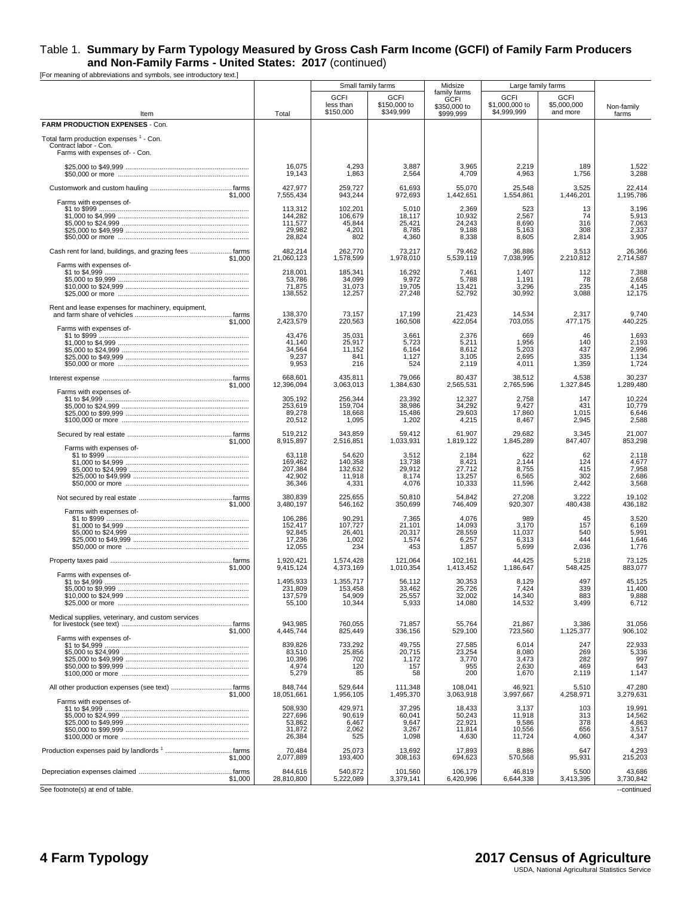## Table 1. **Summary by Farm Typology Measured by Gross Cash Farm Income (GCFI) of Family Farm Producers and Non-Family Farms - United States: 2017** (continued)

[For meaning of abbreviations and symbols, see introductory text.]

| Item | Total | Small family farms | | Midsize family farms | Large family farms | | Non-family farms |
|---|---|---|---|---|---|---|---|
| | | GCFI less than $150,000 | GCFI $150,000 to $349,999 | GCFI $350,000 to $999,999 | GCFI $1,000,000 to $4,999,999 | GCFI $5,000,000 and more | |
| **FARM PRODUCTION EXPENSES** - Con. | | | | | | | |
| Total farm production expenses [1] - Con. | | | | | | | |
| Contract labor - Con. | | | | | | | |
| Farms with expenses of- - Con. | | | | | | | |
| $25,000 to $49,999 | 16,075 | 4,293 | 3,887 | 3,965 | 2,219 | 189 | 1,522 |
| $50,000 or more | 19,143 | 1,863 | 2,564 | 4,709 | 4,963 | 1,756 | 3,288 |
| Customwork and custom hauling ....... farms | 427,977 | 259,727 | 61,693 | 55,070 | 25,548 | 3,525 | 22,414 |
| $1,000 | 7,555,434 | 943,244 | 972,693 | 1,442,651 | 1,554,861 | 1,446,201 | 1,195,786 |
| Farms with expenses of- | | | | | | | |
| $1 to $999 | 113,312 | 102,201 | 5,010 | 2,369 | 523 | 13 | 3,196 |
| $1,000 to $4,999 | 144,282 | 106,679 | 18,117 | 10,932 | 2,567 | 74 | 5,913 |
| $5,000 to $24,999 | 111,577 | 45,844 | 25,421 | 24,243 | 8,690 | 316 | 7,063 |
| $25,000 to $49,999 | 29,982 | 4,201 | 8,785 | 9,188 | 5,163 | 308 | 2,337 |
| $50,000 or more | 28,824 | 802 | 4,360 | 8,338 | 8,605 | 2,814 | 3,905 |
| Cash rent for land, buildings, and grazing fees ....... farms | 482,214 | 262,770 | 73,217 | 79,462 | 36,886 | 3,513 | 26,366 |
| $1,000 | 21,060,123 | 1,578,599 | 1,978,010 | 5,539,119 | 7,038,995 | 2,210,812 | 2,714,587 |
| Farms with expenses of- | | | | | | | |
| $1 to $4,999 | 218,001 | 185,341 | 16,292 | 7,461 | 1,407 | 112 | 7,388 |
| $5,000 to $9,999 | 53,786 | 34,099 | 9,972 | 5,788 | 1,191 | 78 | 2,658 |
| $10,000 to $24,999 | 71,875 | 31,073 | 19,705 | 13,421 | 3,296 | 235 | 4,145 |
| $25,000 or more | 138,552 | 12,257 | 27,248 | 52,792 | 30,992 | 3,088 | 12,175 |
| Rent and lease expenses for machinery, equipment, and farm share of vehicles ....... farms | 138,370 | 73,157 | 17,199 | 21,423 | 14,534 | 2,317 | 9,740 |
| $1,000 | 2,423,579 | 220,563 | 160,508 | 422,054 | 703,055 | 477,175 | 440,225 |
| Farms with expenses of- | | | | | | | |
| $1 to $999 | 43,476 | 35,031 | 3,661 | 2,376 | 669 | 46 | 1,693 |
| $1,000 to $4,999 | 41,140 | 25,917 | 5,723 | 5,211 | 1,956 | 140 | 2,193 |
| $5,000 to $24,999 | 34,564 | 11,152 | 6,164 | 8,612 | 5,203 | 437 | 2,996 |
| $25,000 to $49,999 | 9,237 | 841 | 1,127 | 3,105 | 2,695 | 335 | 1,134 |
| $50,000 or more | 9,953 | 216 | 524 | 2,119 | 4,011 | 1,359 | 1,724 |
| Interest expense ....... farms | 668,601 | 435,811 | 79,066 | 80,437 | 38,512 | 4,538 | 30,237 |
| $1,000 | 12,396,094 | 3,063,013 | 1,384,630 | 2,565,531 | 2,765,596 | 1,327,845 | 1,289,480 |
| Farms with expenses of- | | | | | | | |
| $1 to $4,999 | 305,192 | 256,344 | 23,392 | 12,327 | 2,758 | 147 | 10,224 |
| $5,000 to $24,999 | 253,619 | 159,704 | 38,986 | 34,292 | 9,427 | 431 | 10,779 |
| $25,000 to $99,999 | 89,278 | 18,668 | 15,486 | 29,603 | 17,860 | 1,015 | 6,646 |
| $100,000 or more | 20,512 | 1,095 | 1,202 | 4,215 | 8,467 | 2,945 | 2,588 |
| Secured by real estate ....... farms | 519,212 | 343,859 | 59,412 | 61,907 | 29,682 | 3,345 | 21,007 |
| $1,000 | 8,915,897 | 2,516,851 | 1,033,931 | 1,819,122 | 1,845,289 | 847,407 | 853,298 |
| Farms with expenses of- | | | | | | | |
| $1 to $999 | 63,118 | 54,620 | 3,512 | 2,184 | 622 | 62 | 2,118 |
| $1,000 to $4,999 | 169,462 | 140,358 | 13,738 | 8,421 | 2,144 | 124 | 4,677 |
| $5,000 to $24,999 | 207,384 | 132,632 | 29,912 | 27,712 | 8,755 | 415 | 7,958 |
| $25,000 to $49,999 | 42,902 | 11,918 | 8,174 | 13,257 | 6,565 | 302 | 2,686 |
| $50,000 or more | 36,346 | 4,331 | 4,076 | 10,333 | 11,596 | 2,442 | 3,568 |
| Not secured by real estate ....... farms | 380,839 | 225,655 | 50,810 | 54,842 | 27,208 | 3,222 | 19,102 |
| $1,000 | 3,480,197 | 546,162 | 350,699 | 746,409 | 920,307 | 480,438 | 436,182 |
| Farms with expenses of- | | | | | | | |
| $1 to $999 | 106,286 | 90,291 | 7,365 | 4,076 | 989 | 45 | 3,520 |
| $1,000 to $4,999 | 152,417 | 107,727 | 21,101 | 14,093 | 3,170 | 157 | 6,169 |
| $5,000 to $24,999 | 92,845 | 26,401 | 20,317 | 28,559 | 11,037 | 540 | 5,991 |
| $25,000 to $49,999 | 17,236 | 1,002 | 1,574 | 6,257 | 6,313 | 444 | 1,646 |
| $50,000 or more | 12,055 | 234 | 453 | 1,857 | 5,699 | 2,036 | 1,776 |
| Property taxes paid ....... farms | 1,920,421 | 1,574,428 | 121,064 | 102,161 | 44,425 | 5,218 | 73,125 |
| $1,000 | 9,415,124 | 4,373,169 | 1,010,354 | 1,413,452 | 1,186,647 | 548,425 | 883,077 |
| Farms with expenses of- | | | | | | | |
| $1 to $4,999 | 1,495,933 | 1,355,717 | 56,112 | 30,353 | 8,129 | 497 | 45,125 |
| $5,000 to $9,999 | 231,809 | 153,458 | 33,462 | 25,726 | 7,424 | 339 | 11,400 |
| $10,000 to $24,999 | 137,579 | 54,909 | 25,557 | 32,002 | 14,340 | 883 | 9,888 |
| $25,000 or more | 55,100 | 10,344 | 5,933 | 14,080 | 14,532 | 3,499 | 6,712 |
| Medical supplies, veterinary, and custom services for livestock (see text) ....... farms | 943,985 | 760,055 | 71,857 | 55,764 | 21,867 | 3,386 | 31,056 |
| $1,000 | 4,445,744 | 825,449 | 336,156 | 529,100 | 723,560 | 1,125,377 | 906,102 |
| Farms with expenses of- | | | | | | | |
| $1 to $4,999 | 839,826 | 733,292 | 49,755 | 27,585 | 6,014 | 247 | 22,933 |
| $5,000 to $24,999 | 83,510 | 25,856 | 20,715 | 23,254 | 8,080 | 269 | 5,336 |
| $25,000 to $49,999 | 10,396 | 702 | 1,172 | 3,770 | 3,473 | 282 | 997 |
| $50,000 to $99,999 | 4,974 | 120 | 157 | 955 | 2,630 | 469 | 643 |
| $100,000 or more | 5,279 | 85 | 58 | 200 | 1,670 | 2,119 | 1,147 |
| All other production expenses (see text) ....... farms | 848,744 | 529,644 | 111,348 | 108,041 | 46,921 | 5,510 | 47,280 |
| $1,000 | 18,051,661 | 1,956,105 | 1,495,370 | 3,063,918 | 3,997,667 | 4,258,971 | 3,279,631 |
| Farms with expenses of- | | | | | | | |
| $1 to $4,999 | 508,930 | 429,971 | 37,295 | 18,433 | 3,137 | 103 | 19,991 |
| $5,000 to $24,999 | 227,696 | 90,619 | 60,041 | 50,243 | 11,918 | 313 | 14,562 |
| $25,000 to $49,999 | 53,862 | 6,467 | 9,647 | 22,921 | 9,586 | 378 | 4,863 |
| $50,000 to $99,999 | 31,872 | 2,062 | 3,267 | 11,814 | 10,556 | 656 | 3,517 |
| $100,000 or more | 26,384 | 525 | 1,098 | 4,630 | 11,724 | 4,060 | 4,347 |
| Production expenses paid by landlords [1] ....... farms | 70,484 | 25,073 | 13,692 | 17,893 | 8,886 | 647 | 4,293 |
| $1,000 | 2,077,889 | 193,400 | 308,163 | 694,623 | 570,568 | 95,931 | 215,203 |
| Depreciation expenses claimed ....... farms | 844,616 | 540,872 | 101,560 | 106,179 | 46,819 | 5,500 | 43,686 |
| $1,000 | 28,810,800 | 5,222,089 | 3,379,141 | 6,420,996 | 6,644,338 | 3,413,395 | 3,730,842 |

See footnote(s) at end of table.

--continued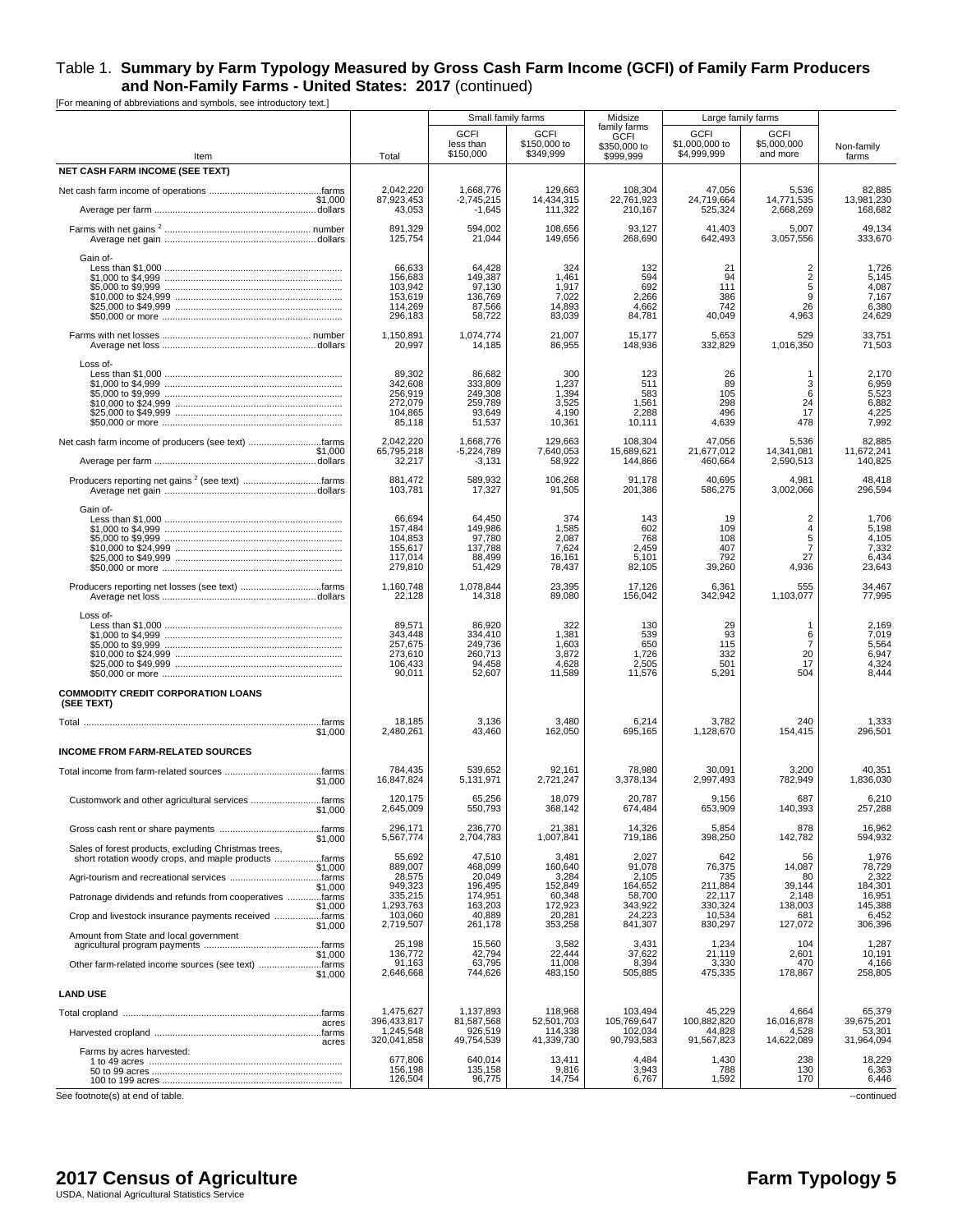# Table 1. **Summary by Farm Typology Measured by Gross Cash Farm Income (GCFI) of Family Farm Producers and Non-Family Farms - United States: 2017** (continued)

[For meaning of abbreviations and symbols, see introductory text.]

| Item | | Total | Small family farms: GCFI less than $150,000 | Small family farms: GCFI $150,000 to $349,999 | Midsize family farms GCFI $350,000 to $999,999 | Large family farms: GCFI $1,000,000 to $4,999,999 | Large family farms: GCFI $5,000,000 and more | Non-family farms |
|---|---|---|---|---|---|---|---|---|
| **NET CASH FARM INCOME (SEE TEXT)** | | | | | | | | |
| Net cash farm income of operations | farms | 2,042,220 | 1,668,776 | 129,663 | 108,304 | 47,056 | 5,536 | 82,885 |
| | $1,000 | 87,923,453 | -2,745,215 | 14,434,315 | 22,761,923 | 24,719,664 | 14,771,535 | 13,981,230 |
| Average per farm | dollars | 43,053 | -1,645 | 111,322 | 210,167 | 525,324 | 2,668,269 | 168,682 |
| Farms with net gains [2] | number | 891,329 | 594,002 | 108,656 | 93,127 | 41,403 | 5,007 | 49,134 |
| Average net gain | dollars | 125,754 | 21,044 | 149,656 | 268,690 | 642,493 | 3,057,556 | 333,670 |
| Gain of- | | | | | | | | |
| Less than $1,000 | | 66,633 | 64,428 | 324 | 132 | 21 | 2 | 1,726 |
| $1,000 to $4,999 | | 156,683 | 149,387 | 1,461 | 594 | 94 | 2 | 5,145 |
| $5,000 to $9,999 | | 103,942 | 97,130 | 1,917 | 692 | 111 | 5 | 4,087 |
| $10,000 to $24,999 | | 153,619 | 136,769 | 7,022 | 2,266 | 386 | 9 | 7,167 |
| $25,000 to $49,999 | | 114,269 | 87,566 | 14,893 | 4,662 | 742 | 26 | 6,380 |
| $50,000 or more | | 296,183 | 58,722 | 83,039 | 84,781 | 40,049 | 4,963 | 24,629 |
| Farms with net losses | number | 1,150,891 | 1,074,774 | 21,007 | 15,177 | 5,653 | 529 | 33,751 |
| Average net loss | dollars | 20,997 | 14,185 | 86,955 | 148,936 | 332,829 | 1,016,350 | 71,503 |
| Loss of- | | | | | | | | |
| Less than $1,000 | | 89,302 | 86,682 | 300 | 123 | 26 | 1 | 2,170 |
| $1,000 to $4,999 | | 342,608 | 333,809 | 1,237 | 511 | 89 | 3 | 6,959 |
| $5,000 to $9,999 | | 256,919 | 249,308 | 1,394 | 583 | 105 | 6 | 5,523 |
| $10,000 to $24,999 | | 272,079 | 259,789 | 3,525 | 1,561 | 298 | 24 | 6,882 |
| $25,000 to $49,999 | | 104,865 | 93,649 | 4,190 | 2,288 | 496 | 17 | 4,225 |
| $50,000 or more | | 85,118 | 51,537 | 10,361 | 10,111 | 4,639 | 478 | 7,992 |
| Net cash farm income of producers (see text) | farms | 2,042,220 | 1,668,776 | 129,663 | 108,304 | 47,056 | 5,536 | 82,885 |
| | $1,000 | 65,795,218 | -5,224,789 | 7,640,053 | 15,689,621 | 21,677,012 | 14,341,081 | 11,672,241 |
| Average per farm | dollars | 32,217 | -3,131 | 58,922 | 144,866 | 460,664 | 2,590,513 | 140,825 |
| Producers reporting net gains [2] (see text) | farms | 881,472 | 589,932 | 106,268 | 91,178 | 40,695 | 4,981 | 48,418 |
| Average net gain | dollars | 103,781 | 17,327 | 91,505 | 201,386 | 586,275 | 3,002,066 | 296,594 |
| Gain of- | | | | | | | | |
| Less than $1,000 | | 66,694 | 64,450 | 374 | 143 | 19 | 2 | 1,706 |
| $1,000 to $4,999 | | 157,484 | 149,986 | 1,585 | 602 | 109 | 4 | 5,198 |
| $5,000 to $9,999 | | 104,853 | 97,780 | 2,087 | 768 | 108 | 5 | 4,105 |
| $10,000 to $24,999 | | 155,617 | 137,788 | 7,624 | 2,459 | 407 | 7 | 7,332 |
| $25,000 to $49,999 | | 117,014 | 88,499 | 16,161 | 5,101 | 792 | 27 | 6,434 |
| $50,000 or more | | 279,810 | 51,429 | 78,437 | 82,105 | 39,260 | 4,936 | 23,643 |
| Producers reporting net losses (see text) | farms | 1,160,748 | 1,078,844 | 23,395 | 17,126 | 6,361 | 555 | 34,467 |
| Average net loss | dollars | 22,128 | 14,318 | 89,080 | 156,042 | 342,942 | 1,103,077 | 77,995 |
| Loss of- | | | | | | | | |
| Less than $1,000 | | 89,571 | 86,920 | 322 | 130 | 29 | 1 | 2,169 |
| $1,000 to $4,999 | | 343,448 | 334,410 | 1,381 | 539 | 93 | 6 | 7,019 |
| $5,000 to $9,999 | | 257,675 | 249,736 | 1,603 | 650 | 115 | 7 | 5,564 |
| $10,000 to $24,999 | | 273,610 | 260,713 | 3,872 | 1,726 | 332 | 20 | 6,947 |
| $25,000 to $49,999 | | 106,433 | 94,458 | 4,628 | 2,505 | 501 | 17 | 4,324 |
| $50,000 or more | | 90,011 | 52,607 | 11,589 | 11,576 | 5,291 | 504 | 8,444 |
| **COMMODITY CREDIT CORPORATION LOANS (SEE TEXT)** | | | | | | | | |
| Total | farms | 18,185 | 3,136 | 3,480 | 6,214 | 3,782 | 240 | 1,333 |
| | $1,000 | 2,480,261 | 43,460 | 162,050 | 695,165 | 1,128,670 | 154,415 | 296,501 |
| **INCOME FROM FARM-RELATED SOURCES** | | | | | | | | |
| Total income from farm-related sources | farms | 784,435 | 539,652 | 92,161 | 78,980 | 30,091 | 3,200 | 40,351 |
| | $1,000 | 16,847,824 | 5,131,971 | 2,721,247 | 3,378,134 | 2,997,493 | 782,949 | 1,836,030 |
| Customwork and other agricultural services | farms | 120,175 | 65,256 | 18,079 | 20,787 | 9,156 | 687 | 6,210 |
| | $1,000 | 2,645,009 | 550,793 | 368,142 | 674,484 | 653,909 | 140,393 | 257,288 |
| Gross cash rent or share payments | farms | 296,171 | 236,770 | 21,381 | 14,326 | 5,854 | 878 | 16,962 |
| | $1,000 | 5,567,774 | 2,704,783 | 1,007,841 | 719,186 | 398,250 | 142,782 | 594,932 |
| Sales of forest products, excluding Christmas trees, short rotation woody crops, and maple products | farms | 55,692 | 47,510 | 3,481 | 2,027 | 642 | 56 | 1,976 |
| | $1,000 | 889,007 | 468,099 | 160,640 | 91,078 | 76,375 | 14,087 | 78,729 |
| Agri-tourism and recreational services | farms | 28,575 | 20,049 | 3,284 | 2,105 | 735 | 80 | 2,322 |
| | $1,000 | 949,323 | 196,495 | 152,849 | 164,652 | 211,884 | 39,144 | 184,301 |
| Patronage dividends and refunds from cooperatives | farms | 335,215 | 174,951 | 60,348 | 58,700 | 22,117 | 2,148 | 16,951 |
| | $1,000 | 1,293,763 | 163,203 | 172,923 | 343,922 | 330,324 | 138,003 | 145,388 |
| Crop and livestock insurance payments received | farms | 103,060 | 40,889 | 20,281 | 24,223 | 10,534 | 681 | 6,452 |
| | $1,000 | 2,719,507 | 261,178 | 353,258 | 841,307 | 830,297 | 127,072 | 306,396 |
| Amount from State and local government agricultural program payments | farms | 25,198 | 15,560 | 3,582 | 3,431 | 1,234 | 104 | 1,287 |
| | $1,000 | 136,772 | 42,794 | 22,444 | 37,622 | 21,119 | 2,601 | 10,191 |
| Other farm-related income sources (see text) | farms | 91,163 | 63,795 | 11,008 | 8,394 | 3,330 | 470 | 4,166 |
| | $1,000 | 2,646,668 | 744,626 | 483,150 | 505,885 | 475,335 | 178,867 | 258,805 |
| **LAND USE** | | | | | | | | |
| Total cropland | farms | 1,475,627 | 1,137,893 | 118,968 | 103,494 | 45,229 | 4,664 | 65,379 |
| | acres | 396,433,817 | 81,587,568 | 52,501,703 | 105,769,647 | 100,882,820 | 16,016,878 | 39,675,201 |
| Harvested cropland | farms | 1,245,548 | 926,519 | 114,338 | 102,034 | 44,828 | 4,528 | 53,301 |
| | acres | 320,041,858 | 49,754,539 | 41,339,730 | 90,793,583 | 91,567,823 | 14,622,089 | 31,964,094 |
| Farms by acres harvested: | | | | | | | | |
| 1 to 49 acres | | 677,806 | 640,014 | 13,411 | 4,484 | 1,430 | 238 | 18,229 |
| 50 to 99 acres | | 156,198 | 135,158 | 9,816 | 3,943 | 788 | 130 | 6,363 |
| 100 to 199 acres | | 126,504 | 96,775 | 14,754 | 6,767 | 1,592 | 170 | 6,446 |

See footnote(s) at end of table.

--continued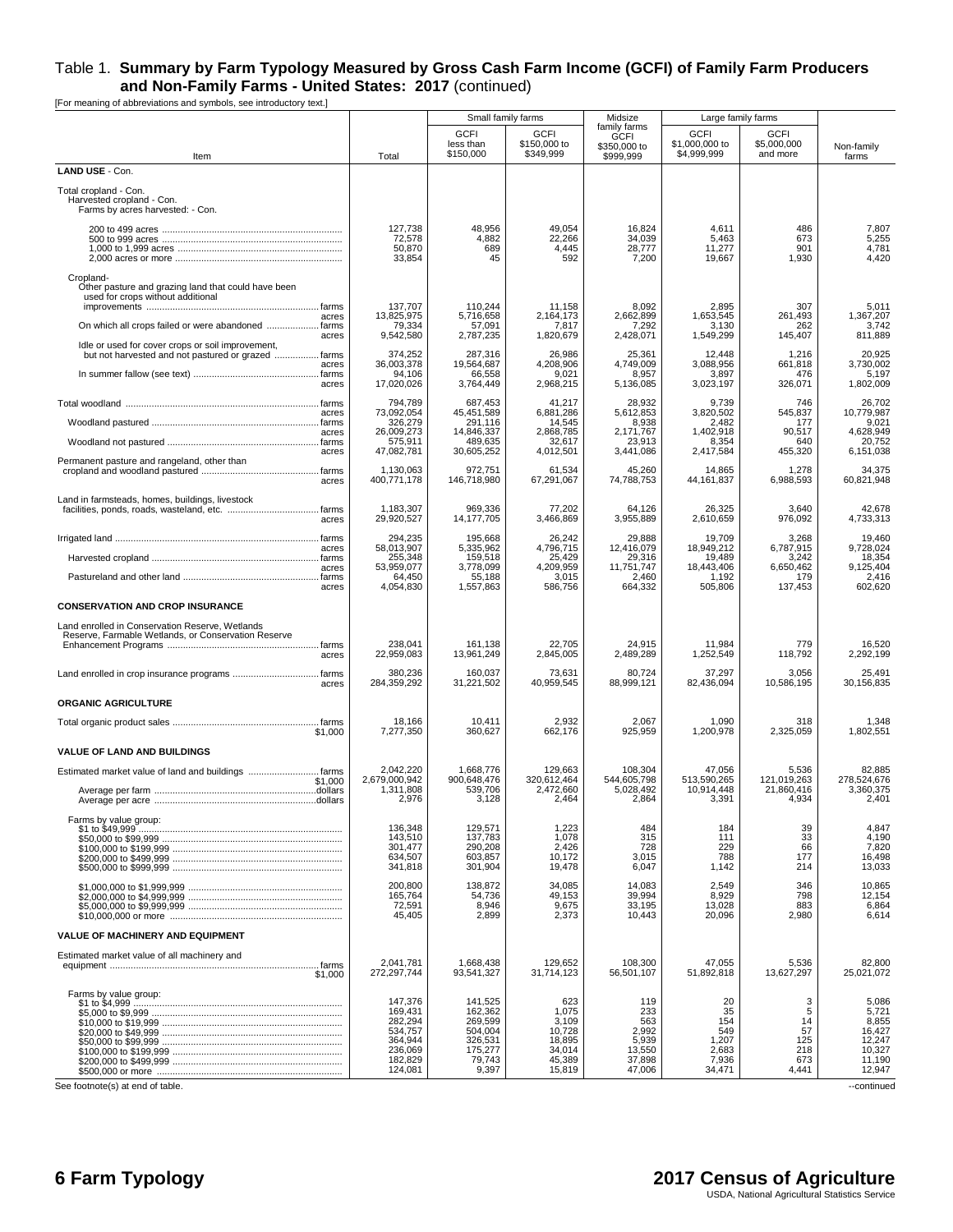# Table 1. Summary by Farm Typology Measured by Gross Cash Farm Income (GCFI) of Family Farm Producers and Non-Family Farms - United States: 2017 (continued)

[For meaning of abbreviations and symbols, see introductory text.]

| Item | Total | Small family farms | | Midsize family farms | Large family farms | | Non-family farms |
|---|---|---|---|---|---|---|---|
| | | GCFI less than $150,000 | GCFI $150,000 to $349,999 | GCFI $350,000 to $999,999 | GCFI $1,000,000 to $4,999,999 | GCFI $5,000,000 and more | |
| **LAND USE** - Con. | | | | | | | |
| Total cropland - Con. Harvested cropland - Con. Farms by acres harvested: - Con. | | | | | | | |
| 200 to 499 acres | 127,738 | 48,956 | 49,054 | 16,824 | 4,611 | 486 | 7,807 |
| 500 to 999 acres | 72,578 | 4,882 | 22,266 | 34,039 | 5,463 | 673 | 5,255 |
| 1,000 to 1,999 acres | 50,870 | 689 | 4,445 | 28,777 | 11,277 | 901 | 4,781 |
| 2,000 acres or more | 33,854 | 45 | 592 | 7,200 | 19,667 | 1,930 | 4,420 |
| Cropland- Other pasture and grazing land that could have been used for crops without additional improvements ... farms | 137,707 | 110,244 | 11,158 | 8,092 | 2,895 | 307 | 5,011 |
| acres | 13,825,975 | 5,716,658 | 2,164,173 | 2,662,899 | 1,653,545 | 261,493 | 1,367,207 |
| On which all crops failed or were abandoned ... farms | 79,334 | 57,091 | 7,817 | 7,292 | 3,130 | 262 | 3,742 |
| acres | 9,542,580 | 2,787,235 | 1,820,679 | 2,428,071 | 1,549,299 | 145,407 | 811,889 |
| Idle or used for cover crops or soil improvement, but not harvested and not pastured or grazed ... farms | 374,252 | 287,316 | 26,986 | 25,361 | 12,448 | 1,216 | 20,925 |
| acres | 36,003,378 | 19,564,687 | 4,208,906 | 4,749,009 | 3,088,956 | 661,818 | 3,730,002 |
| In summer fallow (see text) ... farms | 94,106 | 66,558 | 9,021 | 8,957 | 3,897 | 476 | 5,197 |
| acres | 17,020,026 | 3,764,449 | 2,968,215 | 5,136,085 | 3,023,197 | 326,071 | 1,802,009 |
| Total woodland ... farms | 794,789 | 687,453 | 41,217 | 28,932 | 9,739 | 746 | 26,702 |
| acres | 73,092,054 | 45,451,589 | 6,881,286 | 5,612,853 | 3,820,502 | 545,837 | 10,779,987 |
| Woodland pastured ... farms | 326,279 | 291,116 | 14,545 | 8,938 | 2,482 | 177 | 9,021 |
| acres | 26,009,273 | 14,846,337 | 2,868,785 | 2,171,767 | 1,402,918 | 90,517 | 4,628,949 |
| Woodland not pastured ... farms | 575,911 | 489,635 | 32,617 | 23,913 | 8,354 | 640 | 20,752 |
| acres | 47,082,781 | 30,605,252 | 4,012,501 | 3,441,086 | 2,417,584 | 455,320 | 6,151,038 |
| Permanent pasture and rangeland, other than cropland and woodland pastured ... farms | 1,130,063 | 972,751 | 61,534 | 45,260 | 14,865 | 1,278 | 34,375 |
| acres | 400,771,178 | 146,718,980 | 67,291,067 | 74,788,753 | 44,161,837 | 6,988,593 | 60,821,948 |
| Land in farmsteads, homes, buildings, livestock facilities, ponds, roads, wasteland, etc. ... farms | 1,183,307 | 969,336 | 77,202 | 64,126 | 26,325 | 3,640 | 42,678 |
| acres | 29,920,527 | 14,177,705 | 3,466,869 | 3,955,889 | 2,610,659 | 976,092 | 4,733,313 |
| Irrigated land ... farms | 294,235 | 195,668 | 26,242 | 29,888 | 19,709 | 3,268 | 19,460 |
| acres | 58,013,907 | 5,335,962 | 4,796,715 | 12,416,079 | 18,949,212 | 6,787,915 | 9,728,024 |
| Harvested cropland ... farms | 255,348 | 159,518 | 25,429 | 29,316 | 19,489 | 3,242 | 18,354 |
| acres | 53,959,077 | 3,778,099 | 4,209,959 | 11,751,747 | 18,443,406 | 6,650,462 | 9,125,404 |
| Pastureland and other land ... farms | 64,450 | 55,188 | 3,015 | 2,460 | 1,192 | 179 | 2,416 |
| acres | 4,054,830 | 1,557,863 | 586,756 | 664,332 | 505,806 | 137,453 | 602,620 |
| **CONSERVATION AND CROP INSURANCE** | | | | | | | |
| Land enrolled in Conservation Reserve, Wetlands Reserve, Farmable Wetlands, or Conservation Reserve Enhancement Programs ... farms | 238,041 | 161,138 | 22,705 | 24,915 | 11,984 | 779 | 16,520 |
| acres | 22,959,083 | 13,961,249 | 2,845,005 | 2,489,289 | 1,252,549 | 118,792 | 2,292,199 |
| Land enrolled in crop insurance programs ... farms | 380,236 | 160,037 | 73,631 | 80,724 | 37,297 | 3,056 | 25,491 |
| acres | 284,359,292 | 31,221,502 | 40,959,545 | 88,999,121 | 82,436,094 | 10,586,195 | 30,156,835 |
| **ORGANIC AGRICULTURE** | | | | | | | |
| Total organic product sales ... farms | 18,166 | 10,411 | 2,932 | 2,067 | 1,090 | 318 | 1,348 |
| $1,000 | 7,277,350 | 360,627 | 662,176 | 925,959 | 1,200,978 | 2,325,059 | 1,802,551 |
| **VALUE OF LAND AND BUILDINGS** | | | | | | | |
| Estimated market value of land and buildings ... farms | 2,042,220 | 1,668,776 | 129,663 | 108,304 | 47,056 | 5,536 | 82,885 |
| $1,000 | 2,679,000,942 | 900,648,476 | 320,612,464 | 544,605,798 | 513,590,265 | 121,019,263 | 278,524,676 |
| Average per farm ... dollars | 1,311,808 | 539,706 | 2,472,660 | 5,028,492 | 10,914,448 | 21,860,416 | 3,360,375 |
| Average per acre ... dollars | 2,976 | 3,128 | 2,464 | 2,864 | 3,391 | 4,934 | 2,401 |
| Farms by value group: | | | | | | | |
| $1 to $49,999 | 136,348 | 129,571 | 1,223 | 484 | 184 | 39 | 4,847 |
| $50,000 to $99,999 | 143,510 | 137,783 | 1,078 | 315 | 111 | 33 | 4,190 |
| $100,000 to $199,999 | 301,477 | 290,208 | 2,426 | 728 | 229 | 66 | 7,820 |
| $200,000 to $499,999 | 634,507 | 603,857 | 10,172 | 3,015 | 788 | 177 | 16,498 |
| $500,000 to $999,999 | 341,818 | 301,904 | 19,478 | 6,047 | 1,142 | 214 | 13,033 |
| $1,000,000 to $1,999,999 | 200,800 | 138,872 | 34,085 | 14,083 | 2,549 | 346 | 10,865 |
| $2,000,000 to $4,999,999 | 165,764 | 54,736 | 49,153 | 39,994 | 8,929 | 798 | 12,154 |
| $5,000,000 to $9,999,999 | 72,591 | 8,946 | 9,675 | 33,195 | 13,028 | 883 | 6,864 |
| $10,000,000 or more | 45,405 | 2,899 | 2,373 | 10,443 | 20,096 | 2,980 | 6,614 |
| **VALUE OF MACHINERY AND EQUIPMENT** | | | | | | | |
| Estimated market value of all machinery and equipment ... farms | 2,041,781 | 1,668,438 | 129,652 | 108,300 | 47,055 | 5,536 | 82,800 |
| $1,000 | 272,297,744 | 93,541,327 | 31,714,123 | 56,501,107 | 51,892,818 | 13,627,297 | 25,021,072 |
| Farms by value group: | | | | | | | |
| $1 to $4,999 | 147,376 | 141,525 | 623 | 119 | 20 | 3 | 5,086 |
| $5,000 to $9,999 | 169,431 | 162,362 | 1,075 | 233 | 35 | 5 | 5,721 |
| $10,000 to $19,999 | 282,294 | 269,599 | 3,109 | 563 | 154 | 14 | 8,855 |
| $20,000 to $49,999 | 534,757 | 504,004 | 10,728 | 2,992 | 549 | 57 | 16,427 |
| $50,000 to $99,999 | 364,944 | 326,531 | 18,895 | 5,939 | 1,207 | 125 | 12,247 |
| $100,000 to $199,999 | 236,069 | 175,277 | 34,014 | 13,550 | 2,683 | 218 | 10,327 |
| $200,000 to $499,999 | 182,829 | 79,743 | 45,389 | 37,898 | 7,936 | 673 | 11,190 |
| $500,000 or more | 124,081 | 9,397 | 15,819 | 47,006 | 34,471 | 4,441 | 12,947 |

See footnote(s) at end of table. --continued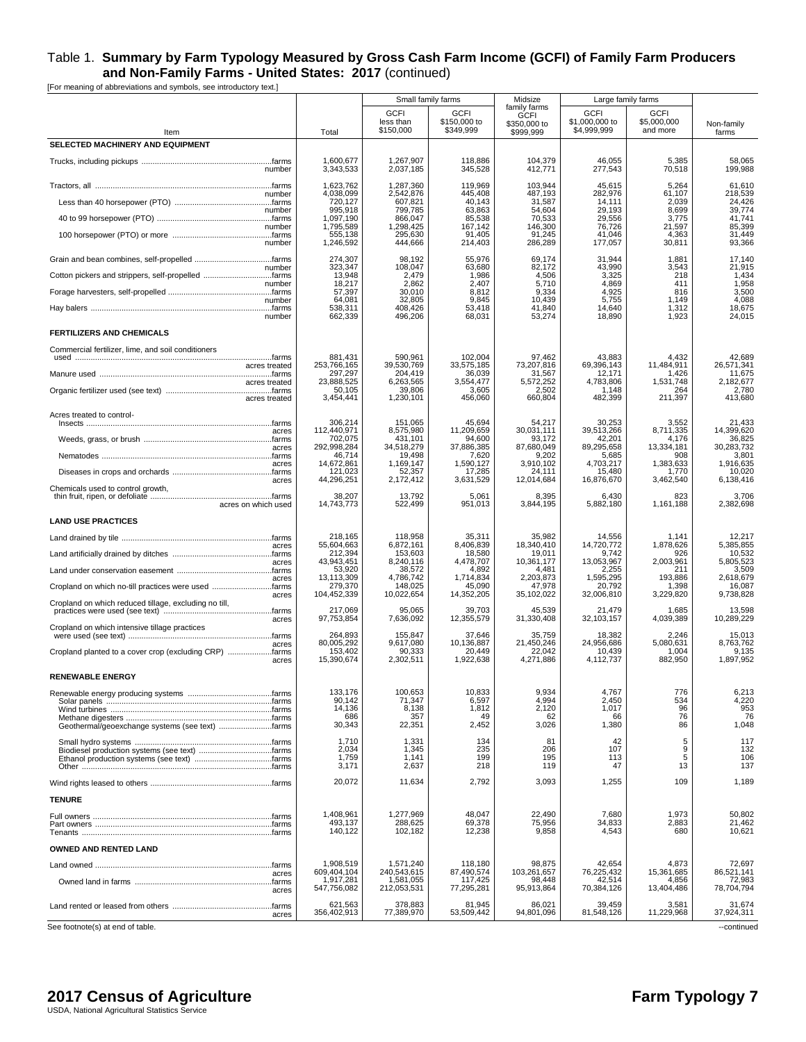# Table 1. **Summary by Farm Typology Measured by Gross Cash Farm Income (GCFI) of Family Farm Producers and Non-Family Farms - United States: 2017** (continued)

[For meaning of abbreviations and symbols, see introductory text.]

| Item | | Total | Small family farms | | Midsize family farms | Large family farms | | Non-family farms |
|---|---|---|---|---|---|---|---|---|
| | | | GCFI less than $150,000 | GCFI $150,000 to $349,999 | GCFI $350,000 to $999,999 | GCFI $1,000,000 to $4,999,999 | GCFI $5,000,000 and more | |
| **SELECTED MACHINERY AND EQUIPMENT** | | | | | | | | |
| Trucks, including pickups | farms | 1,600,677 | 1,267,907 | 118,886 | 104,379 | 46,055 | 5,385 | 58,065 |
| | number | 3,343,533 | 2,037,185 | 345,528 | 412,771 | 277,543 | 70,518 | 199,988 |
| Tractors, all | farms | 1,623,762 | 1,287,360 | 119,969 | 103,944 | 45,615 | 5,264 | 61,610 |
| | number | 4,038,099 | 2,542,876 | 445,408 | 487,193 | 282,976 | 61,107 | 218,539 |
| Less than 40 horsepower (PTO) | farms | 720,127 | 607,821 | 40,143 | 31,587 | 14,111 | 2,039 | 24,426 |
| | number | 995,918 | 799,785 | 63,863 | 54,604 | 29,193 | 8,699 | 39,774 |
| 40 to 99 horsepower (PTO) | farms | 1,097,190 | 866,047 | 85,538 | 70,533 | 29,556 | 3,775 | 41,741 |
| | number | 1,795,589 | 1,298,425 | 167,142 | 146,300 | 76,726 | 21,597 | 85,399 |
| 100 horsepower (PTO) or more | farms | 555,138 | 295,630 | 91,405 | 91,245 | 41,046 | 4,363 | 31,449 |
| | number | 1,246,592 | 444,666 | 214,403 | 286,289 | 177,057 | 30,811 | 93,366 |
| Grain and bean combines, self-propelled | farms | 274,307 | 98,192 | 55,976 | 69,174 | 31,944 | 1,881 | 17,140 |
| | number | 323,347 | 108,047 | 63,680 | 82,172 | 43,990 | 3,543 | 21,915 |
| Cotton pickers and strippers, self-propelled | farms | 13,948 | 2,479 | 1,986 | 4,506 | 3,325 | 218 | 1,434 |
| | number | 18,217 | 2,862 | 2,407 | 5,710 | 4,869 | 411 | 1,958 |
| Forage harvesters, self-propelled | farms | 57,397 | 30,010 | 8,812 | 9,334 | 4,925 | 816 | 3,500 |
| | number | 64,081 | 32,805 | 9,845 | 10,439 | 5,755 | 1,149 | 4,088 |
| Hay balers | farms | 538,311 | 408,426 | 53,418 | 41,840 | 14,640 | 1,312 | 18,675 |
| | number | 662,339 | 496,206 | 68,031 | 53,274 | 18,890 | 1,923 | 24,015 |
| **FERTILIZERS AND CHEMICALS** | | | | | | | | |
| Commercial fertilizer, lime, and soil conditioners used | farms | 881,431 | 590,961 | 102,004 | 97,462 | 43,883 | 4,432 | 42,689 |
| | acres treated | 253,766,165 | 39,530,769 | 33,575,185 | 73,207,816 | 69,396,143 | 11,484,911 | 26,571,341 |
| Manure used | farms | 297,297 | 204,419 | 36,039 | 31,567 | 12,171 | 1,426 | 11,675 |
| | acres treated | 23,888,525 | 6,263,565 | 3,554,477 | 5,572,252 | 4,783,806 | 1,531,748 | 2,182,677 |
| Organic fertilizer used (see text) | farms | 50,105 | 39,806 | 3,605 | 2,502 | 1,148 | 264 | 2,780 |
| | acres treated | 3,454,441 | 1,230,101 | 456,060 | 660,804 | 482,399 | 211,397 | 413,680 |
| Acres treated to control- | | | | | | | | |
| Insects | farms | 306,214 | 151,065 | 45,694 | 54,217 | 30,253 | 3,552 | 21,433 |
| | acres | 112,440,971 | 8,575,980 | 11,209,659 | 30,031,111 | 39,513,266 | 8,711,335 | 14,399,620 |
| Weeds, grass, or brush | farms | 702,075 | 431,101 | 94,600 | 93,172 | 42,201 | 4,176 | 36,825 |
| | acres | 292,998,284 | 34,518,279 | 37,886,385 | 87,680,049 | 89,295,658 | 13,334,181 | 30,283,732 |
| Nematodes | farms | 46,714 | 19,498 | 7,620 | 9,202 | 5,685 | 908 | 3,801 |
| | acres | 14,672,861 | 1,169,147 | 1,590,127 | 3,910,102 | 4,703,217 | 1,383,633 | 1,916,635 |
| Diseases in crops and orchards | farms | 121,023 | 52,357 | 17,285 | 24,111 | 15,480 | 1,770 | 10,020 |
| | acres | 44,296,251 | 2,172,412 | 3,631,529 | 12,014,684 | 16,876,670 | 3,462,540 | 6,138,416 |
| Chemicals used to control growth, thin fruit, ripen, or defoliate | farms | 38,207 | 13,792 | 5,061 | 8,395 | 6,430 | 823 | 3,706 |
| | acres on which used | 14,743,773 | 522,499 | 951,013 | 3,844,195 | 5,882,180 | 1,161,188 | 2,382,698 |
| **LAND USE PRACTICES** | | | | | | | | |
| Land drained by tile | farms | 218,165 | 118,958 | 35,311 | 35,982 | 14,556 | 1,141 | 12,217 |
| | acres | 55,604,663 | 6,872,161 | 8,406,839 | 18,340,410 | 14,720,772 | 1,878,626 | 5,385,855 |
| Land artificially drained by ditches | farms | 212,394 | 153,603 | 18,580 | 19,011 | 9,742 | 926 | 10,532 |
| | acres | 43,943,451 | 8,240,116 | 4,478,707 | 10,361,177 | 13,053,967 | 2,003,961 | 5,805,523 |
| Land under conservation easement | farms | 53,920 | 38,572 | 4,892 | 4,481 | 2,255 | 211 | 3,509 |
| | acres | 13,113,309 | 4,786,742 | 1,714,834 | 2,203,873 | 1,595,295 | 193,886 | 2,618,679 |
| Cropland on which no-till practices were used | farms | 279,370 | 148,025 | 45,090 | 47,978 | 20,792 | 1,398 | 16,087 |
| | acres | 104,452,339 | 10,022,654 | 14,352,205 | 35,102,022 | 32,006,810 | 3,229,820 | 9,738,828 |
| Cropland on which reduced tillage, excluding no till, practices were used (see text) | farms | 217,069 | 95,065 | 39,703 | 45,539 | 21,479 | 1,685 | 13,598 |
| | acres | 97,753,854 | 7,636,092 | 12,355,579 | 31,330,408 | 32,103,157 | 4,039,389 | 10,289,229 |
| Cropland on which intensive tillage practices were used (see text) | farms | 264,893 | 155,847 | 37,646 | 35,759 | 18,382 | 2,246 | 15,013 |
| | acres | 80,005,292 | 9,617,080 | 10,136,887 | 21,450,246 | 24,956,686 | 5,080,631 | 8,763,762 |
| Cropland planted to a cover crop (excluding CRP) | farms | 153,402 | 90,333 | 20,449 | 22,042 | 10,439 | 1,004 | 9,135 |
| | acres | 15,390,674 | 2,302,511 | 1,922,638 | 4,271,886 | 4,112,737 | 882,950 | 1,897,952 |
| **RENEWABLE ENERGY** | | | | | | | | |
| Renewable energy producing systems | farms | 133,176 | 100,653 | 10,833 | 9,934 | 4,767 | 776 | 6,213 |
| Solar panels | farms | 90,142 | 71,347 | 6,597 | 4,994 | 2,450 | 534 | 4,220 |
| Wind turbines | farms | 14,136 | 8,138 | 1,812 | 2,120 | 1,017 | 96 | 953 |
| Methane digesters | farms | 686 | 357 | 49 | 62 | 66 | 76 | 76 |
| Geothermal/geoexchange systems (see text) | farms | 30,343 | 22,351 | 2,452 | 3,026 | 1,380 | 86 | 1,048 |
| Small hydro systems | farms | 1,710 | 1,331 | 134 | 81 | 42 | 5 | 117 |
| Biodiesel production systems (see text) | farms | 2,034 | 1,345 | 235 | 206 | 107 | 9 | 132 |
| Ethanol production systems (see text) | farms | 1,759 | 1,141 | 199 | 195 | 113 | 5 | 106 |
| Other | farms | 3,171 | 2,637 | 218 | 119 | 47 | 13 | 137 |
| Wind rights leased to others | farms | 20,072 | 11,634 | 2,792 | 3,093 | 1,255 | 109 | 1,189 |
| **TENURE** | | | | | | | | |
| Full owners | farms | 1,408,961 | 1,277,969 | 48,047 | 22,490 | 7,680 | 1,973 | 50,802 |
| Part owners | farms | 493,137 | 288,625 | 69,378 | 75,956 | 34,833 | 2,883 | 21,462 |
| Tenants | farms | 140,122 | 102,182 | 12,238 | 9,858 | 4,543 | 680 | 10,621 |
| **OWNED AND RENTED LAND** | | | | | | | | |
| Land owned | farms | 1,908,519 | 1,571,240 | 118,180 | 98,875 | 42,654 | 4,873 | 72,697 |
| | acres | 609,404,104 | 240,543,615 | 87,490,574 | 103,261,657 | 76,225,432 | 15,361,685 | 86,521,141 |
| Owned land in farms | farms | 1,917,281 | 1,581,055 | 117,425 | 98,448 | 42,514 | 4,856 | 72,983 |
| | acres | 547,756,082 | 212,053,531 | 77,295,281 | 95,913,864 | 70,384,126 | 13,404,486 | 78,704,794 |
| Land rented or leased from others | farms | 621,563 | 378,883 | 81,945 | 86,021 | 39,459 | 3,581 | 31,674 |
| | acres | 356,402,913 | 77,389,970 | 53,509,442 | 94,801,096 | 81,548,126 | 11,229,968 | 37,924,311 |

See footnote(s) at end of table. --continued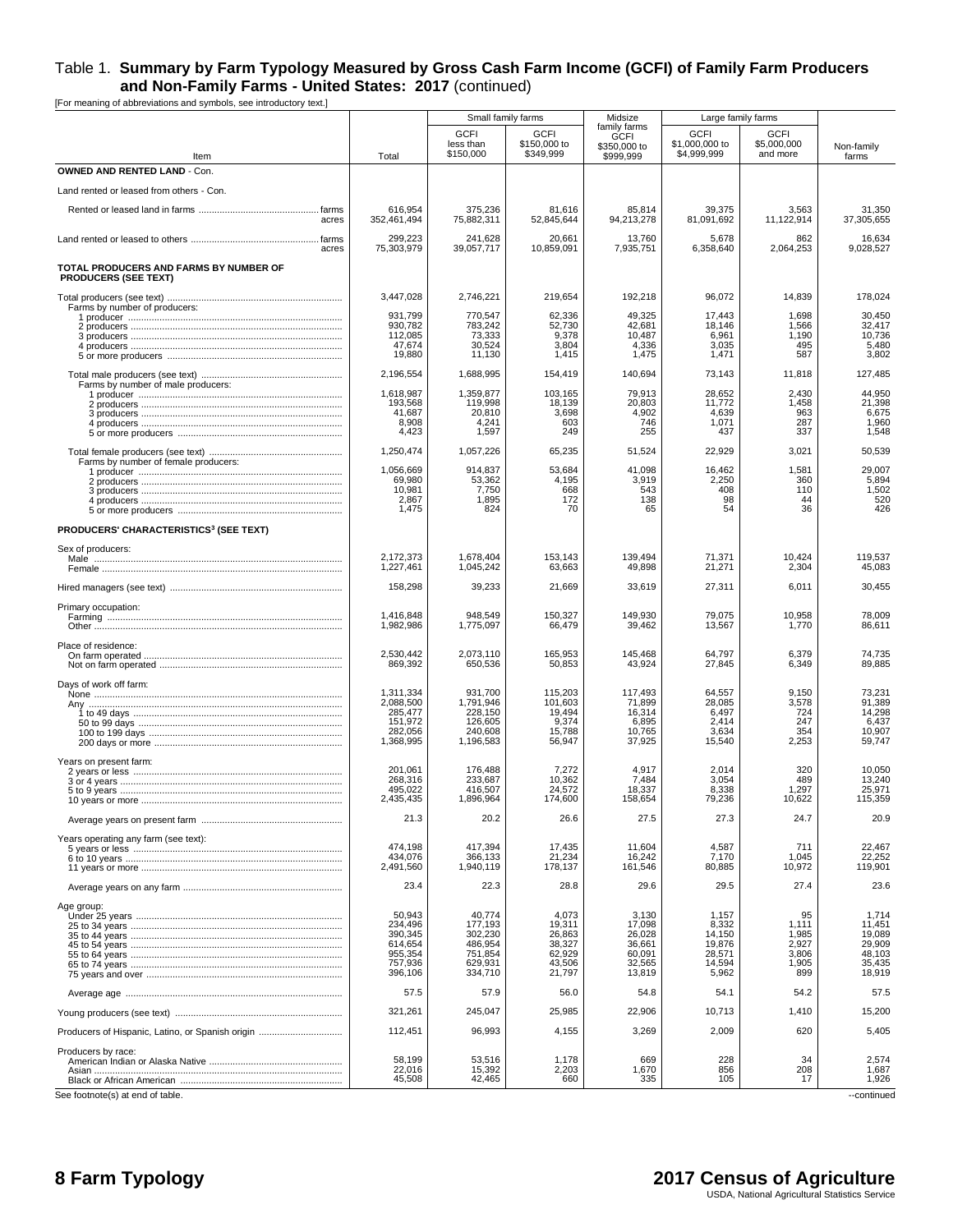# Table 1. **Summary by Farm Typology Measured by Gross Cash Farm Income (GCFI) of Family Farm Producers and Non-Family Farms - United States: 2017** (continued)

[For meaning of abbreviations and symbols, see introductory text.]

| Item | Total | Small family farms | | Midsize family farms | Large family farms | | Non-family farms |
|---|---|---|---|---|---|---|---|
| | | GCFI less than $150,000 | GCFI $150,000 to $349,999 | GCFI $350,000 to $999,999 | GCFI $1,000,000 to $4,999,999 | GCFI $5,000,000 and more | |
| **OWNED AND RENTED LAND** - Con. | | | | | | | |
| Land rented or leased from others - Con. | | | | | | | |
| Rented or leased land in farms ..... farms | 616,954 | 375,236 | 81,616 | 85,814 | 39,375 | 3,563 | 31,350 |
| acres | 352,461,494 | 75,882,311 | 52,845,644 | 94,213,278 | 81,091,692 | 11,122,914 | 37,305,655 |
| Land rented or leased to others ..... farms | 299,223 | 241,628 | 20,661 | 13,760 | 5,678 | 862 | 16,634 |
| acres | 75,303,979 | 39,057,717 | 10,859,091 | 7,935,751 | 6,358,640 | 2,064,253 | 9,028,527 |
| **TOTAL PRODUCERS AND FARMS BY NUMBER OF PRODUCERS (SEE TEXT)** | | | | | | | |
| Total producers (see text) | 3,447,028 | 2,746,221 | 219,654 | 192,218 | 96,072 | 14,839 | 178,024 |
| Farms by number of producers: | | | | | | | |
| 1 producer | 931,799 | 770,547 | 62,336 | 49,325 | 17,443 | 1,698 | 30,450 |
| 2 producers | 930,782 | 783,242 | 52,730 | 42,681 | 18,146 | 1,566 | 32,417 |
| 3 producers | 112,085 | 73,333 | 9,378 | 10,487 | 6,961 | 1,190 | 10,736 |
| 4 producers | 47,674 | 30,524 | 3,804 | 4,336 | 3,035 | 495 | 5,480 |
| 5 or more producers | 19,880 | 11,130 | 1,415 | 1,475 | 1,471 | 587 | 3,802 |
| Total male producers (see text) | 2,196,554 | 1,688,995 | 154,419 | 140,694 | 73,143 | 11,818 | 127,485 |
| Farms by number of male producers: | | | | | | | |
| 1 producer | 1,618,987 | 1,359,877 | 103,165 | 79,913 | 28,652 | 2,430 | 44,950 |
| 2 producers | 193,568 | 119,998 | 18,139 | 20,803 | 11,772 | 1,458 | 21,398 |
| 3 producers | 41,687 | 20,810 | 3,698 | 4,902 | 4,639 | 963 | 6,675 |
| 4 producers | 8,908 | 4,241 | 603 | 746 | 1,071 | 287 | 1,960 |
| 5 or more producers | 4,423 | 1,597 | 249 | 255 | 437 | 337 | 1,548 |
| Total female producers (see text) | 1,250,474 | 1,057,226 | 65,235 | 51,524 | 22,929 | 3,021 | 50,539 |
| Farms by number of female producers: | | | | | | | |
| 1 producer | 1,056,669 | 914,837 | 53,684 | 41,098 | 16,462 | 1,581 | 29,007 |
| 2 producers | 69,980 | 53,362 | 4,195 | 3,919 | 2,250 | 360 | 5,894 |
| 3 producers | 10,981 | 7,750 | 668 | 543 | 408 | 110 | 1,502 |
| 4 producers | 2,867 | 1,895 | 172 | 138 | 98 | 44 | 520 |
| 5 or more producers | 1,475 | 824 | 70 | 65 | 54 | 36 | 426 |
| **PRODUCERS' CHARACTERISTICS[3] (SEE TEXT)** | | | | | | | |
| Sex of producers: | | | | | | | |
| Male | 2,172,373 | 1,678,404 | 153,143 | 139,494 | 71,371 | 10,424 | 119,537 |
| Female | 1,227,461 | 1,045,242 | 63,663 | 49,898 | 21,271 | 2,304 | 45,083 |
| Hired managers (see text) | 158,298 | 39,233 | 21,669 | 33,619 | 27,311 | 6,011 | 30,455 |
| Primary occupation: | | | | | | | |
| Farming | 1,416,848 | 948,549 | 150,327 | 149,930 | 79,075 | 10,958 | 78,009 |
| Other | 1,982,986 | 1,775,097 | 66,479 | 39,462 | 13,567 | 1,770 | 86,611 |
| Place of residence: | | | | | | | |
| On farm operated | 2,530,442 | 2,073,110 | 165,953 | 145,468 | 64,797 | 6,379 | 74,735 |
| Not on farm operated | 869,392 | 650,536 | 50,853 | 43,924 | 27,845 | 6,349 | 89,885 |
| Days of work off farm: | | | | | | | |
| None | 1,311,334 | 931,700 | 115,203 | 117,493 | 64,557 | 9,150 | 73,231 |
| Any | 2,088,500 | 1,791,946 | 101,603 | 71,899 | 28,085 | 3,578 | 91,389 |
| 1 to 49 days | 285,477 | 228,150 | 19,494 | 16,314 | 6,497 | 724 | 14,298 |
| 50 to 99 days | 151,972 | 126,605 | 9,374 | 6,895 | 2,414 | 247 | 6,437 |
| 100 to 199 days | 282,056 | 240,608 | 15,788 | 10,765 | 3,634 | 354 | 10,907 |
| 200 days or more | 1,368,995 | 1,196,583 | 56,947 | 37,925 | 15,540 | 2,253 | 59,747 |
| Years on present farm: | | | | | | | |
| 2 years or less | 201,061 | 176,488 | 7,272 | 4,917 | 2,014 | 320 | 10,050 |
| 3 or 4 years | 268,316 | 233,687 | 10,362 | 7,484 | 3,054 | 489 | 13,240 |
| 5 to 9 years | 495,022 | 416,507 | 24,572 | 18,337 | 8,338 | 1,297 | 25,971 |
| 10 years or more | 2,435,435 | 1,896,964 | 174,600 | 158,654 | 79,236 | 10,622 | 115,359 |
| Average years on present farm | 21.3 | 20.2 | 26.6 | 27.5 | 27.3 | 24.7 | 20.9 |
| Years operating any farm (see text): | | | | | | | |
| 5 years or less | 474,198 | 417,394 | 17,435 | 11,604 | 4,587 | 711 | 22,467 |
| 6 to 10 years | 434,076 | 366,133 | 21,234 | 16,242 | 7,170 | 1,045 | 22,252 |
| 11 years or more | 2,491,560 | 1,940,119 | 178,137 | 161,546 | 80,885 | 10,972 | 119,901 |
| Average years on any farm | 23.4 | 22.3 | 28.8 | 29.6 | 29.5 | 27.4 | 23.6 |
| Age group: | | | | | | | |
| Under 25 years | 50,943 | 40,774 | 4,073 | 3,130 | 1,157 | 95 | 1,714 |
| 25 to 34 years | 234,496 | 177,193 | 19,311 | 17,098 | 8,332 | 1,111 | 11,451 |
| 35 to 44 years | 390,345 | 302,230 | 26,863 | 26,028 | 14,150 | 1,985 | 19,089 |
| 45 to 54 years | 614,654 | 486,954 | 38,327 | 36,661 | 19,876 | 2,927 | 29,909 |
| 55 to 64 years | 955,354 | 751,854 | 62,929 | 60,091 | 28,571 | 3,806 | 48,103 |
| 65 to 74 years | 757,936 | 629,931 | 43,506 | 32,565 | 14,594 | 1,905 | 35,435 |
| 75 years and over | 396,106 | 334,710 | 21,797 | 13,819 | 5,962 | 899 | 18,919 |
| Average age | 57.5 | 57.9 | 56.0 | 54.8 | 54.1 | 54.2 | 57.5 |
| Young producers (see text) | 321,261 | 245,047 | 25,985 | 22,906 | 10,713 | 1,410 | 15,200 |
| Producers of Hispanic, Latino, or Spanish origin | 112,451 | 96,993 | 4,155 | 3,269 | 2,009 | 620 | 5,405 |
| Producers by race: | | | | | | | |
| American Indian or Alaska Native | 58,199 | 53,516 | 1,178 | 669 | 228 | 34 | 2,574 |
| Asian | 22,016 | 15,392 | 2,203 | 1,670 | 856 | 208 | 1,687 |
| Black or African American | 45,508 | 42,465 | 660 | 335 | 105 | 17 | 1,926 |

See footnote(s) at end of table. --continued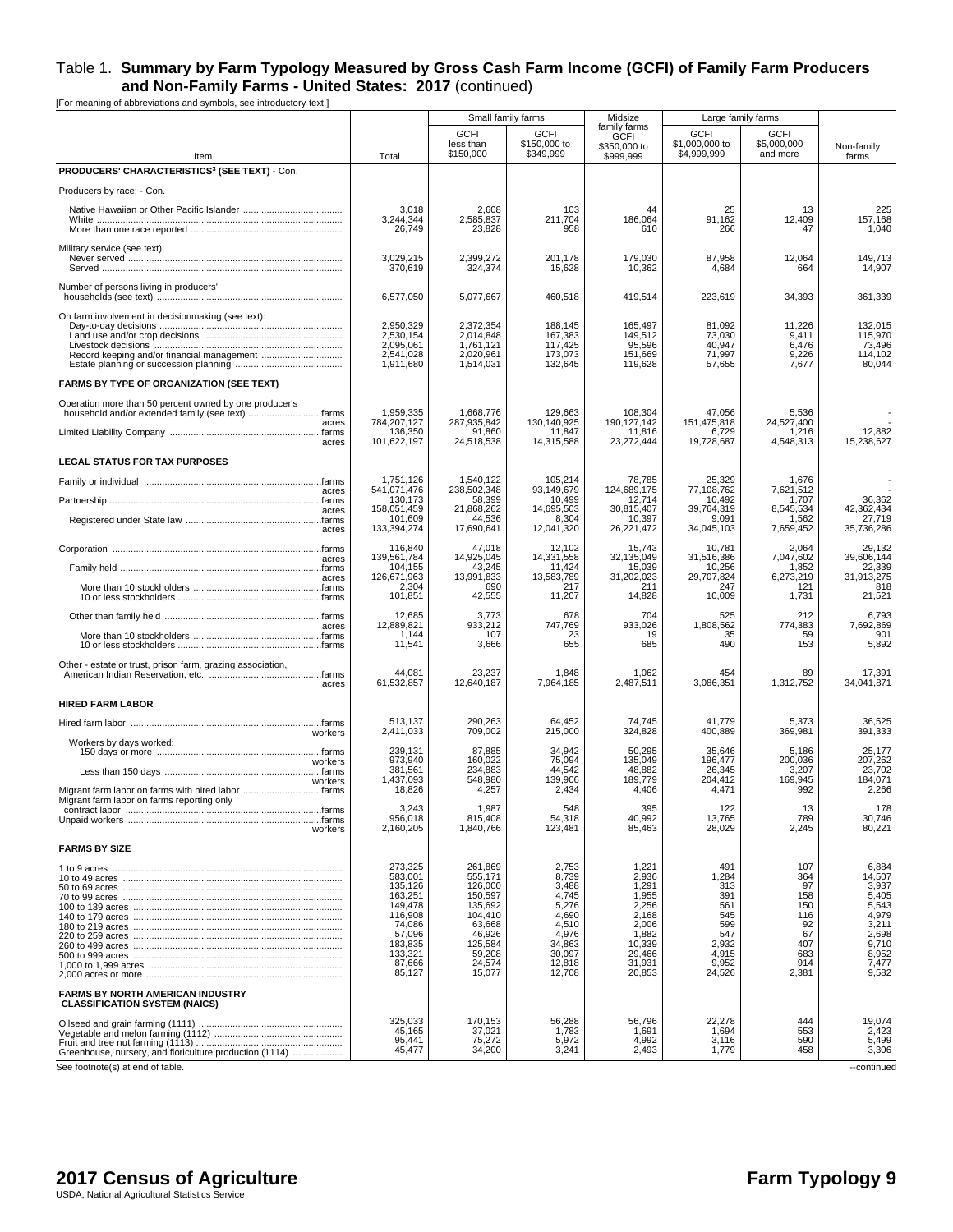# Table 1. **Summary by Farm Typology Measured by Gross Cash Farm Income (GCFI) of Family Farm Producers and Non-Family Farms - United States: 2017** (continued)

[For meaning of abbreviations and symbols, see introductory text.]

| Item | Total | Small family farms | | Midsize family farms | Large family farms | | Non-family farms |
|---|---|---|---|---|---|---|---|
| | | GCFI less than $150,000 | GCFI $150,000 to $349,999 | GCFI $350,000 to $999,999 | GCFI $1,000,000 to $4,999,999 | GCFI $5,000,000 and more | |
| **PRODUCERS' CHARACTERISTICS[3] (SEE TEXT)** - Con. | | | | | | | |
| Producers by race: - Con. | | | | | | | |
| Native Hawaiian or Other Pacific Islander | 3,018 | 2,608 | 103 | 44 | 25 | 13 | 225 |
| White | 3,244,344 | 2,585,837 | 211,704 | 186,064 | 91,162 | 12,409 | 157,168 |
| More than one race reported | 26,749 | 23,828 | 958 | 610 | 266 | 47 | 1,040 |
| Military service (see text): | | | | | | | |
| Never served | 3,029,215 | 2,399,272 | 201,178 | 179,030 | 87,958 | 12,064 | 149,713 |
| Served | 370,619 | 324,374 | 15,628 | 10,362 | 4,684 | 664 | 14,907 |
| Number of persons living in producers' households (see text) | 6,577,050 | 5,077,667 | 460,518 | 419,514 | 223,619 | 34,393 | 361,339 |
| On farm involvement in decisionmaking (see text): | | | | | | | |
| Day-to-day decisions | 2,950,329 | 2,372,354 | 188,145 | 165,497 | 81,092 | 11,226 | 132,015 |
| Land use and/or crop decisions | 2,530,154 | 2,014,848 | 167,383 | 149,512 | 73,030 | 9,411 | 115,970 |
| Livestock decisions | 2,095,061 | 1,761,121 | 117,425 | 95,596 | 40,947 | 6,476 | 73,496 |
| Record keeping and/or financial management | 2,541,028 | 2,020,961 | 173,073 | 151,669 | 71,997 | 9,226 | 114,102 |
| Estate planning or succession planning | 1,911,680 | 1,514,031 | 132,645 | 119,628 | 57,655 | 7,677 | 80,044 |
| **FARMS BY TYPE OF ORGANIZATION (SEE TEXT)** | | | | | | | |
| Operation more than 50 percent owned by one producer's household and/or extended family (see text) ....farms | 1,959,335 | 1,668,776 | 129,663 | 108,304 | 47,056 | 5,536 | - |
| acres | 784,207,127 | 287,935,842 | 130,140,925 | 190,127,142 | 151,475,818 | 24,527,400 | - |
| Limited Liability Company ....farms | 136,350 | 91,860 | 11,847 | 11,816 | 6,729 | 1,216 | 12,882 |
| acres | 101,622,197 | 24,518,538 | 14,315,588 | 23,272,444 | 19,728,687 | 4,548,313 | 15,238,627 |
| **LEGAL STATUS FOR TAX PURPOSES** | | | | | | | |
| Family or individual ....farms | 1,751,126 | 1,540,122 | 105,214 | 78,785 | 25,329 | 1,676 | - |
| acres | 541,071,476 | 238,502,348 | 93,149,679 | 124,689,175 | 77,108,762 | 7,621,512 | - |
| Partnership ....farms | 130,173 | 58,399 | 10,499 | 12,714 | 10,492 | 1,707 | 36,362 |
| acres | 158,051,459 | 21,868,262 | 14,695,503 | 30,815,407 | 39,764,319 | 8,545,534 | 42,362,434 |
| Registered under State law ....farms | 101,609 | 44,536 | 8,304 | 10,397 | 9,091 | 1,562 | 27,719 |
| acres | 133,394,274 | 17,690,641 | 12,041,320 | 26,221,472 | 34,045,103 | 7,659,452 | 35,736,286 |
| Corporation ....farms | 116,840 | 47,018 | 12,102 | 15,743 | 10,781 | 2,064 | 29,132 |
| acres | 139,561,784 | 14,925,045 | 14,331,558 | 32,135,049 | 31,516,386 | 7,047,602 | 39,606,144 |
| Family held ....farms | 104,155 | 43,245 | 11,424 | 15,039 | 10,256 | 1,852 | 22,339 |
| acres | 126,671,963 | 13,991,833 | 13,583,789 | 31,202,023 | 29,707,824 | 6,273,219 | 31,913,275 |
| More than 10 stockholders ....farms | 2,304 | 690 | 217 | 211 | 247 | 121 | 818 |
| 10 or less stockholders ....farms | 101,851 | 42,555 | 11,207 | 14,828 | 10,009 | 1,731 | 21,521 |
| Other than family held ....farms | 12,685 | 3,773 | 678 | 704 | 525 | 212 | 6,793 |
| acres | 12,889,821 | 933,212 | 747,769 | 933,026 | 1,808,562 | 774,383 | 7,692,869 |
| More than 10 stockholders ....farms | 1,144 | 107 | 23 | 19 | 35 | 59 | 901 |
| 10 or less stockholders ....farms | 11,541 | 3,666 | 655 | 685 | 490 | 153 | 5,892 |
| Other - estate or trust, prison farm, grazing association, American Indian Reservation, etc. ....farms | 44,081 | 23,237 | 1,848 | 1,062 | 454 | 89 | 17,391 |
| acres | 61,532,857 | 12,640,187 | 7,964,185 | 2,487,511 | 3,086,351 | 1,312,752 | 34,041,871 |
| **HIRED FARM LABOR** | | | | | | | |
| Hired farm labor ....farms | 513,137 | 290,263 | 64,452 | 74,745 | 41,779 | 5,373 | 36,525 |
| workers | 2,411,033 | 709,002 | 215,000 | 324,828 | 400,889 | 369,981 | 391,333 |
| Workers by days worked: | | | | | | | |
| 150 days or more ....farms | 239,131 | 87,885 | 34,942 | 50,295 | 35,646 | 5,186 | 25,177 |
| workers | 973,940 | 160,022 | 75,094 | 135,049 | 196,477 | 200,036 | 207,262 |
| Less than 150 days ....farms | 381,561 | 234,883 | 44,542 | 48,882 | 26,345 | 3,207 | 23,702 |
| workers | 1,437,093 | 548,980 | 139,906 | 189,779 | 204,412 | 169,945 | 184,071 |
| Migrant farm labor on farms with hired labor ....farms | 18,826 | 4,257 | 2,434 | 4,406 | 4,471 | 992 | 2,266 |
| Migrant farm labor on farms reporting only contract labor ....farms | 3,243 | 1,987 | 548 | 395 | 122 | 13 | 178 |
| Unpaid workers ....farms | 956,018 | 815,408 | 54,318 | 40,992 | 13,765 | 789 | 30,746 |
| workers | 2,160,205 | 1,840,766 | 123,481 | 85,463 | 28,029 | 2,245 | 80,221 |
| **FARMS BY SIZE** | | | | | | | |
| 1 to 9 acres | 273,325 | 261,869 | 2,753 | 1,221 | 491 | 107 | 6,884 |
| 10 to 49 acres | 583,001 | 555,171 | 8,739 | 2,936 | 1,284 | 364 | 14,507 |
| 50 to 69 acres | 135,126 | 126,000 | 3,488 | 1,291 | 313 | 97 | 3,937 |
| 70 to 99 acres | 163,251 | 150,597 | 4,745 | 1,955 | 391 | 158 | 5,405 |
| 100 to 139 acres | 149,478 | 135,692 | 5,276 | 2,256 | 561 | 150 | 5,543 |
| 140 to 179 acres | 116,908 | 104,410 | 4,690 | 2,168 | 545 | 116 | 4,979 |
| 180 to 219 acres | 74,086 | 63,668 | 4,510 | 2,006 | 599 | 92 | 3,211 |
| 220 to 259 acres | 57,096 | 46,926 | 4,976 | 1,882 | 547 | 67 | 2,698 |
| 260 to 499 acres | 183,835 | 125,584 | 34,863 | 10,339 | 2,932 | 407 | 9,710 |
| 500 to 999 acres | 133,321 | 59,208 | 30,097 | 29,466 | 4,915 | 683 | 8,952 |
| 1,000 to 1,999 acres | 87,666 | 24,574 | 12,818 | 31,931 | 9,952 | 914 | 7,477 |
| 2,000 acres or more | 85,127 | 15,077 | 12,708 | 20,853 | 24,526 | 2,381 | 9,582 |
| **FARMS BY NORTH AMERICAN INDUSTRY CLASSIFICATION SYSTEM (NAICS)** | | | | | | | |
| Oilseed and grain farming (1111) | 325,033 | 170,153 | 56,288 | 56,796 | 22,278 | 444 | 19,074 |
| Vegetable and melon farming (1112) | 45,165 | 37,021 | 1,783 | 1,691 | 1,694 | 553 | 2,423 |
| Fruit and tree nut farming (1113) | 95,441 | 75,272 | 5,972 | 4,992 | 3,116 | 590 | 5,499 |
| Greenhouse, nursery, and floriculture production (1114) | 45,477 | 34,200 | 3,241 | 2,493 | 1,779 | 458 | 3,306 |

See footnote(s) at end of table.

--continued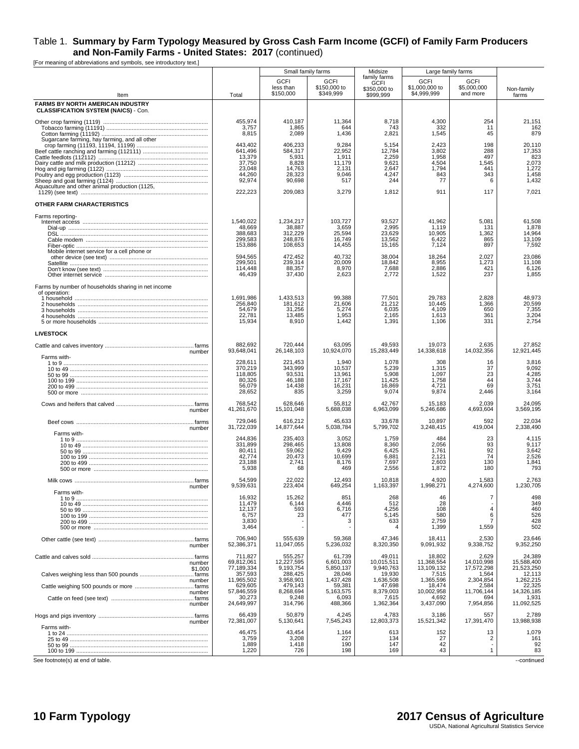Table 1. **Summary by Farm Typology Measured by Gross Cash Farm Income (GCFI) of Family Farm Producers and Non-Family Farms - United States: 2017** (continued)

[For meaning of abbreviations and symbols, see introductory text.]

| Item | Total | Small family farms | | Midsize family farms | Large family farms | | Non-family farms |
|---|---|---|---|---|---|---|---|
| | | GCFI less than $150,000 | GCFI $150,000 to $349,999 | GCFI $350,000 to $999,999 | GCFI $1,000,000 to $4,999,999 | GCFI $5,000,000 and more | |
| **FARMS BY NORTH AMERICAN INDUSTRY CLASSIFICATION SYSTEM (NAICS)** - Con. | | | | | | | |
| Other crop farming (1119) | 455,974 | 410,187 | 11,364 | 8,718 | 4,300 | 254 | 21,151 |
| Tobacco farming (11191) | 3,757 | 1,865 | 644 | 743 | 332 | 11 | 162 |
| Cotton farming (11192) | 8,815 | 2,089 | 1,436 | 2,821 | 1,545 | 45 | 879 |
| Sugarcane farming, hay farming, and all other crop farming (11193, 11194, 11199) | 443,402 | 406,233 | 9,284 | 5,154 | 2,423 | 198 | 20,110 |
| Beef cattle ranching and farming (112111) | 641,496 | 584,317 | 22,952 | 12,784 | 3,802 | 288 | 17,353 |
| Cattle feedlots (112112) | 13,379 | 5,931 | 1,911 | 2,259 | 1,958 | 497 | 823 |
| Dairy cattle and milk production (11212) | 37,750 | 8,828 | 11,179 | 9,621 | 4,504 | 1,545 | 2,073 |
| Hog and pig farming (1122) | 23,048 | 14,763 | 2,131 | 2,647 | 1,794 | 441 | 1,272 |
| Poultry and egg production (1123) | 44,260 | 28,323 | 9,046 | 4,247 | 843 | 343 | 1,458 |
| Sheep and goat farming (1124) | 92,974 | 90,698 | 517 | 244 | 77 | 6 | 1,432 |
| Aquaculture and other animal production (1125, 1129) (see text) | 222,223 | 209,083 | 3,279 | 1,812 | 911 | 117 | 7,021 |
| **OTHER FARM CHARACTERISTICS** | | | | | | | |
| Farms reporting- | | | | | | | |
| Internet access | 1,540,022 | 1,234,217 | 103,727 | 93,527 | 41,962 | 5,081 | 61,508 |
| Dial-up | 48,669 | 38,887 | 3,659 | 2,995 | 1,119 | 131 | 1,878 |
| DSL | 388,683 | 312,229 | 25,594 | 23,629 | 10,905 | 1,362 | 14,964 |
| Cable modem | 299,583 | 248,876 | 16,749 | 13,562 | 6,422 | 865 | 13,109 |
| Fiber-optic | 153,886 | 108,653 | 14,455 | 15,165 | 7,124 | 897 | 7,592 |
| Mobile internet service for a cell phone or other device (see text) | 594,565 | 472,452 | 40,732 | 38,004 | 18,264 | 2,027 | 23,086 |
| Satellite | 299,501 | 239,314 | 20,009 | 18,842 | 8,955 | 1,273 | 11,108 |
| Don't know (see text) | 114,448 | 88,357 | 8,970 | 7,688 | 2,886 | 421 | 6,126 |
| Other internet service | 46,439 | 37,430 | 2,623 | 2,772 | 1,522 | 237 | 1,855 |
| Farms by number of households sharing in net income of operation: | | | | | | | |
| 1 household | 1,691,986 | 1,433,513 | 99,388 | 77,501 | 29,783 | 2,828 | 48,973 |
| 2 households | 256,840 | 181,612 | 21,606 | 21,212 | 10,445 | 1,366 | 20,599 |
| 3 households | 54,679 | 31,256 | 5,274 | 6,035 | 4,109 | 650 | 7,355 |
| 4 households | 22,781 | 13,485 | 1,953 | 2,165 | 1,613 | 361 | 3,204 |
| 5 or more households | 15,934 | 8,910 | 1,442 | 1,391 | 1,106 | 331 | 2,754 |
| **LIVESTOCK** | | | | | | | |
| Cattle and calves inventory ... farms | 882,692 | 720,444 | 63,095 | 49,593 | 19,073 | 2,635 | 27,852 |
| number | 93,648,041 | 26,148,103 | 10,924,070 | 15,283,449 | 14,338,618 | 14,032,356 | 12,921,445 |
| Farms with- | | | | | | | |
| 1 to 9 | 228,611 | 221,453 | 1,940 | 1,078 | 308 | 16 | 3,816 |
| 10 to 49 | 370,219 | 343,999 | 10,537 | 5,239 | 1,315 | 37 | 9,092 |
| 50 to 99 | 118,805 | 93,531 | 13,961 | 5,908 | 1,097 | 23 | 4,285 |
| 100 to 199 | 80,326 | 46,188 | 17,167 | 11,425 | 1,758 | 44 | 3,744 |
| 200 to 499 | 56,079 | 14,438 | 16,231 | 16,869 | 4,721 | 69 | 3,751 |
| 500 or more | 28,652 | 835 | 3,259 | 9,074 | 9,874 | 2,446 | 3,164 |
| Cows and heifers that calved ... farms | 768,542 | 628,646 | 55,812 | 42,767 | 15,183 | 2,039 | 24,095 |
| number | 41,261,670 | 15,101,048 | 5,688,038 | 6,963,099 | 5,246,686 | 4,693,604 | 3,569,195 |
| Beef cows ... farms | 729,046 | 616,212 | 45,633 | 33,678 | 10,897 | 592 | 22,034 |
| number | 31,722,039 | 14,877,644 | 5,038,784 | 5,799,702 | 3,248,415 | 419,004 | 2,338,490 |
| Farms with- | | | | | | | |
| 1 to 9 | 244,836 | 235,403 | 3,052 | 1,759 | 484 | 23 | 4,115 |
| 10 to 49 | 331,899 | 298,465 | 13,808 | 8,360 | 2,056 | 93 | 9,117 |
| 50 to 99 | 80,411 | 59,062 | 9,429 | 6,425 | 1,761 | 92 | 3,642 |
| 100 to 199 | 42,774 | 20,473 | 10,699 | 6,881 | 2,121 | 74 | 2,526 |
| 200 to 499 | 23,188 | 2,741 | 8,176 | 7,697 | 2,603 | 130 | 1,841 |
| 500 or more | 5,938 | 68 | 469 | 2,556 | 1,872 | 180 | 793 |
| Milk cows ... farms | 54,599 | 22,022 | 12,493 | 10,818 | 4,920 | 1,583 | 2,763 |
| number | 9,539,631 | 223,404 | 649,254 | 1,163,397 | 1,998,271 | 4,274,600 | 1,230,705 |
| Farms with- | | | | | | | |
| 1 to 9 | 16,932 | 15,262 | 851 | 268 | 46 | 7 | 498 |
| 10 to 49 | 11,479 | 6,144 | 4,446 | 512 | 28 | - | 349 |
| 50 to 99 | 12,137 | 593 | 6,716 | 4,256 | 108 | 4 | 460 |
| 100 to 199 | 6,757 | 23 | 477 | 5,145 | 580 | 6 | 526 |
| 200 to 499 | 3,830 | - | 3 | 633 | 2,759 | 7 | 428 |
| 500 or more | 3,464 | - | - | 4 | 1,399 | 1,559 | 502 |
| Other cattle (see text) ... farms | 706,940 | 555,639 | 59,368 | 47,346 | 18,411 | 2,530 | 23,646 |
| number | 52,386,371 | 11,047,055 | 5,236,032 | 8,320,350 | 9,091,932 | 9,338,752 | 9,352,250 |
| Cattle and calves sold ... farms | 711,827 | 555,257 | 61,739 | 49,011 | 18,802 | 2,629 | 24,389 |
| number | 69,812,061 | 12,227,595 | 6,601,003 | 10,015,511 | 11,368,554 | 14,010,998 | 15,588,400 |
| $1,000 | 77,189,334 | 9,193,754 | 5,850,137 | 9,940,763 | 13,109,132 | 17,572,298 | 21,523,250 |
| Calves weighing less than 500 pounds ... farms | 357,593 | 288,425 | 28,046 | 19,930 | 7,515 | 1,564 | 12,113 |
| number | 11,965,502 | 3,958,901 | 1,437,428 | 1,636,508 | 1,365,596 | 2,304,854 | 1,262,215 |
| Cattle weighing 500 pounds or more ... farms | 629,605 | 479,143 | 59,381 | 47,698 | 18,474 | 2,584 | 22,325 |
| number | 57,846,559 | 8,268,694 | 5,163,575 | 8,379,003 | 10,002,958 | 11,706,144 | 14,326,185 |
| Cattle on feed (see text) ... farms | 30,273 | 9,248 | 6,093 | 7,615 | 4,692 | 694 | 1,931 |
| number | 24,649,997 | 314,796 | 488,366 | 1,362,364 | 3,437,090 | 7,954,856 | 11,092,525 |
| Hogs and pigs inventory ... farms | 66,439 | 50,879 | 4,245 | 4,783 | 3,186 | 557 | 2,789 |
| number | 72,381,007 | 5,130,641 | 7,545,243 | 12,803,373 | 15,521,342 | 17,391,470 | 13,988,938 |
| Farms with- | | | | | | | |
| 1 to 24 | 46,475 | 43,454 | 1,164 | 613 | 152 | 13 | 1,079 |
| 25 to 49 | 3,759 | 3,208 | 227 | 134 | 27 | 2 | 161 |
| 50 to 99 | 1,889 | 1,418 | 190 | 147 | 42 | - | 92 |
| 100 to 199 | 1,220 | 726 | 198 | 169 | 43 | 1 | 83 |

See footnote(s) at end of table. --continued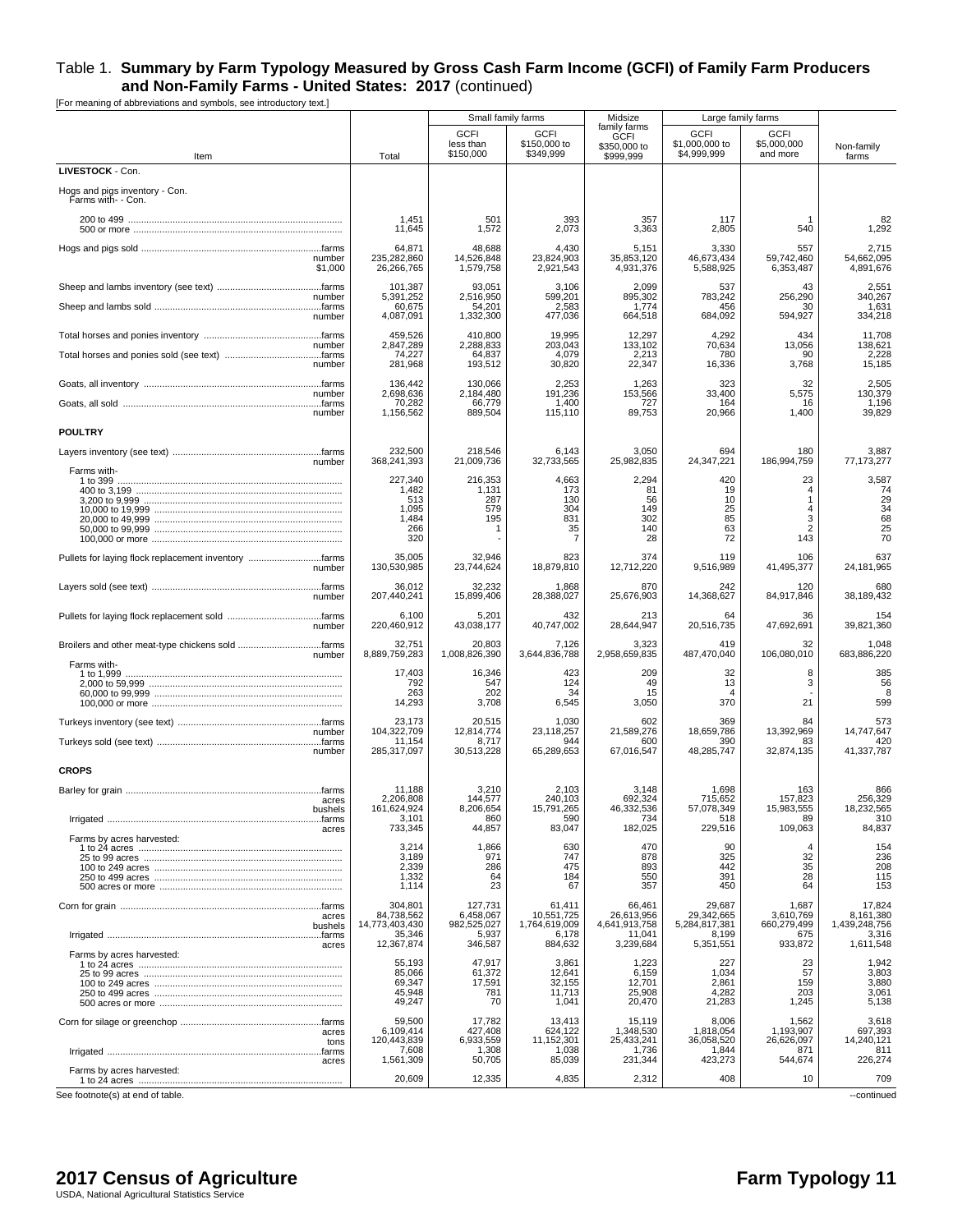# Table 1. Summary by Farm Typology Measured by Gross Cash Farm Income (GCFI) of Family Farm Producers and Non-Family Farms - United States: 2017 (continued)

[For meaning of abbreviations and symbols, see introductory text.]

| Item | | Total | Small family farms: GCFI less than $150,000 | Small family farms: GCFI $150,000 to $349,999 | Midsize family farms GCFI $350,000 to $999,999 | Large family farms: GCFI $1,000,000 to $4,999,999 | Large family farms: GCFI $5,000,000 and more | Non-family farms |
|---|---|---|---|---|---|---|---|---|
| **LIVESTOCK** - Con. | | | | | | | | |
| Hogs and pigs inventory - Con. | | | | | | | | |
| Farms with- - Con. | | | | | | | | |
| 200 to 499 | | 1,451 | 501 | 393 | 357 | 117 | 1 | 82 |
| 500 or more | | 11,645 | 1,572 | 2,073 | 3,363 | 2,805 | 540 | 1,292 |
| Hogs and pigs sold | farms | 64,871 | 48,688 | 4,430 | 5,151 | 3,330 | 557 | 2,715 |
| | number | 235,282,860 | 14,526,848 | 23,824,903 | 35,853,120 | 46,673,434 | 59,742,460 | 54,662,095 |
| | $1,000 | 26,266,765 | 1,579,758 | 2,921,543 | 4,931,376 | 5,588,925 | 6,353,487 | 4,891,676 |
| Sheep and lambs inventory (see text) | farms | 101,387 | 93,051 | 3,106 | 2,099 | 537 | 43 | 2,551 |
| | number | 5,391,252 | 2,516,950 | 599,201 | 895,302 | 783,242 | 256,290 | 340,267 |
| Sheep and lambs sold | farms | 60,675 | 54,201 | 2,583 | 1,774 | 456 | 30 | 1,631 |
| | number | 4,087,091 | 1,332,300 | 477,036 | 664,518 | 684,092 | 594,927 | 334,218 |
| Total horses and ponies inventory | farms | 459,526 | 410,800 | 19,995 | 12,297 | 4,292 | 434 | 11,708 |
| | number | 2,847,289 | 2,288,833 | 203,043 | 133,102 | 70,634 | 13,056 | 138,621 |
| Total horses and ponies sold (see text) | farms | 74,227 | 64,837 | 4,079 | 2,213 | 780 | 90 | 2,228 |
| | number | 281,968 | 193,512 | 30,820 | 22,347 | 16,336 | 3,768 | 15,185 |
| Goats, all inventory | farms | 136,442 | 130,066 | 2,253 | 1,263 | 323 | 32 | 2,505 |
| | number | 2,698,636 | 2,184,480 | 191,236 | 153,566 | 33,400 | 5,575 | 130,379 |
| Goats, all sold | farms | 70,282 | 66,779 | 1,400 | 727 | 164 | 16 | 1,196 |
| | number | 1,156,562 | 889,504 | 115,110 | 89,753 | 20,966 | 1,400 | 39,829 |
| **POULTRY** | | | | | | | | |
| Layers inventory (see text) | farms | 232,500 | 218,546 | 6,143 | 3,050 | 694 | 180 | 3,887 |
| | number | 368,241,393 | 21,009,736 | 32,733,565 | 25,982,835 | 24,347,221 | 186,994,759 | 77,173,277 |
| Farms with- | | | | | | | | |
| 1 to 399 | | 227,340 | 216,353 | 4,663 | 2,294 | 420 | 23 | 3,587 |
| 400 to 3,199 | | 1,482 | 1,131 | 173 | 81 | 19 | 4 | 74 |
| 3,200 to 9,999 | | 513 | 287 | 130 | 56 | 10 | 1 | 29 |
| 10,000 to 19,999 | | 1,095 | 579 | 304 | 149 | 25 | 4 | 34 |
| 20,000 to 49,999 | | 1,484 | 195 | 831 | 302 | 85 | 3 | 68 |
| 50,000 to 99,999 | | 266 | 1 | 35 | 140 | 63 | 2 | 25 |
| 100,000 or more | | 320 | - | 7 | 28 | 72 | 143 | 70 |
| Pullets for laying flock replacement inventory | farms | 35,005 | 32,946 | 823 | 374 | 119 | 106 | 637 |
| | number | 130,530,985 | 23,744,624 | 18,879,810 | 12,712,220 | 9,516,989 | 41,495,377 | 24,181,965 |
| Layers sold (see text) | farms | 36,012 | 32,232 | 1,868 | 870 | 242 | 120 | 680 |
| | number | 207,440,241 | 15,899,406 | 28,388,027 | 25,676,903 | 14,368,627 | 84,917,846 | 38,189,432 |
| Pullets for laying flock replacement sold | farms | 6,100 | 5,201 | 432 | 213 | 64 | 36 | 154 |
| | number | 220,460,912 | 43,038,177 | 40,747,002 | 28,644,947 | 20,516,735 | 47,692,691 | 39,821,360 |
| Broilers and other meat-type chickens sold | farms | 32,751 | 20,803 | 7,126 | 3,323 | 419 | 32 | 1,048 |
| | number | 8,889,759,283 | 1,008,826,390 | 3,644,836,788 | 2,958,659,835 | 487,470,040 | 106,080,010 | 683,886,220 |
| Farms with- | | | | | | | | |
| 1 to 1,999 | | 17,403 | 16,346 | 423 | 209 | 32 | 8 | 385 |
| 2,000 to 59,999 | | 792 | 547 | 124 | 49 | 13 | 3 | 56 |
| 60,000 to 99,999 | | 263 | 202 | 34 | 15 | 4 | - | 8 |
| 100,000 or more | | 14,293 | 3,708 | 6,545 | 3,050 | 370 | 21 | 599 |
| Turkeys inventory (see text) | farms | 23,173 | 20,515 | 1,030 | 602 | 369 | 84 | 573 |
| | number | 104,322,709 | 12,814,774 | 23,118,257 | 21,589,276 | 18,659,786 | 13,392,969 | 14,747,647 |
| Turkeys sold (see text) | farms | 11,154 | 8,717 | 944 | 600 | 390 | 83 | 420 |
| | number | 285,317,097 | 30,513,228 | 65,289,653 | 67,016,547 | 48,285,747 | 32,874,135 | 41,337,787 |
| **CROPS** | | | | | | | | |
| Barley for grain | farms | 11,188 | 3,210 | 2,103 | 3,148 | 1,698 | 163 | 866 |
| | acres | 2,206,808 | 144,577 | 240,103 | 692,324 | 715,652 | 157,823 | 256,329 |
| | bushels | 161,624,924 | 8,206,654 | 15,791,265 | 46,332,536 | 57,078,349 | 15,983,555 | 18,232,565 |
| Irrigated | farms | 3,101 | 860 | 590 | 734 | 518 | 89 | 310 |
| | acres | 733,345 | 44,857 | 83,047 | 182,025 | 229,516 | 109,063 | 84,837 |
| Farms by acres harvested: | | | | | | | | |
| 1 to 24 acres | | 3,214 | 1,866 | 630 | 470 | 90 | 4 | 154 |
| 25 to 99 acres | | 3,189 | 971 | 747 | 878 | 325 | 32 | 236 |
| 100 to 249 acres | | 2,339 | 286 | 475 | 893 | 442 | 35 | 208 |
| 250 to 499 acres | | 1,332 | 64 | 184 | 550 | 391 | 28 | 115 |
| 500 acres or more | | 1,114 | 23 | 67 | 357 | 450 | 64 | 153 |
| Corn for grain | farms | 304,801 | 127,731 | 61,411 | 66,461 | 29,687 | 1,687 | 17,824 |
| | acres | 84,738,562 | 6,458,067 | 10,551,725 | 26,613,956 | 29,342,665 | 3,610,769 | 8,161,380 |
| | bushels | 14,773,403,430 | 982,525,027 | 1,764,619,009 | 4,641,913,758 | 5,284,817,381 | 660,279,499 | 1,439,248,756 |
| Irrigated | farms | 35,346 | 5,937 | 6,178 | 11,041 | 8,199 | 675 | 3,316 |
| | acres | 12,367,874 | 346,587 | 884,632 | 3,239,684 | 5,351,551 | 933,872 | 1,611,548 |
| Farms by acres harvested: | | | | | | | | |
| 1 to 24 acres | | 55,193 | 47,917 | 3,861 | 1,223 | 227 | 23 | 1,942 |
| 25 to 99 acres | | 85,066 | 61,372 | 12,641 | 6,159 | 1,034 | 57 | 3,803 |
| 100 to 249 acres | | 69,347 | 17,591 | 32,155 | 12,701 | 2,861 | 159 | 3,880 |
| 250 to 499 acres | | 45,948 | 781 | 11,713 | 25,908 | 4,282 | 203 | 3,061 |
| 500 acres or more | | 49,247 | 70 | 1,041 | 20,470 | 21,283 | 1,245 | 5,138 |
| Corn for silage or greenchop | farms | 59,500 | 17,782 | 13,413 | 15,119 | 8,006 | 1,562 | 3,618 |
| | acres | 6,109,414 | 427,408 | 624,122 | 1,348,530 | 1,818,054 | 1,193,907 | 697,393 |
| | tons | 120,443,839 | 6,933,559 | 11,152,301 | 25,433,241 | 36,058,520 | 26,626,097 | 14,240,121 |
| Irrigated | farms | 7,608 | 1,308 | 1,038 | 1,736 | 1,844 | 871 | 811 |
| | acres | 1,561,309 | 50,705 | 85,039 | 231,344 | 423,273 | 544,674 | 226,274 |
| Farms by acres harvested: | | | | | | | | |
| 1 to 24 acres | | 20,609 | 12,335 | 4,835 | 2,312 | 408 | 10 | 709 |

See footnote(s) at end of table.

--continued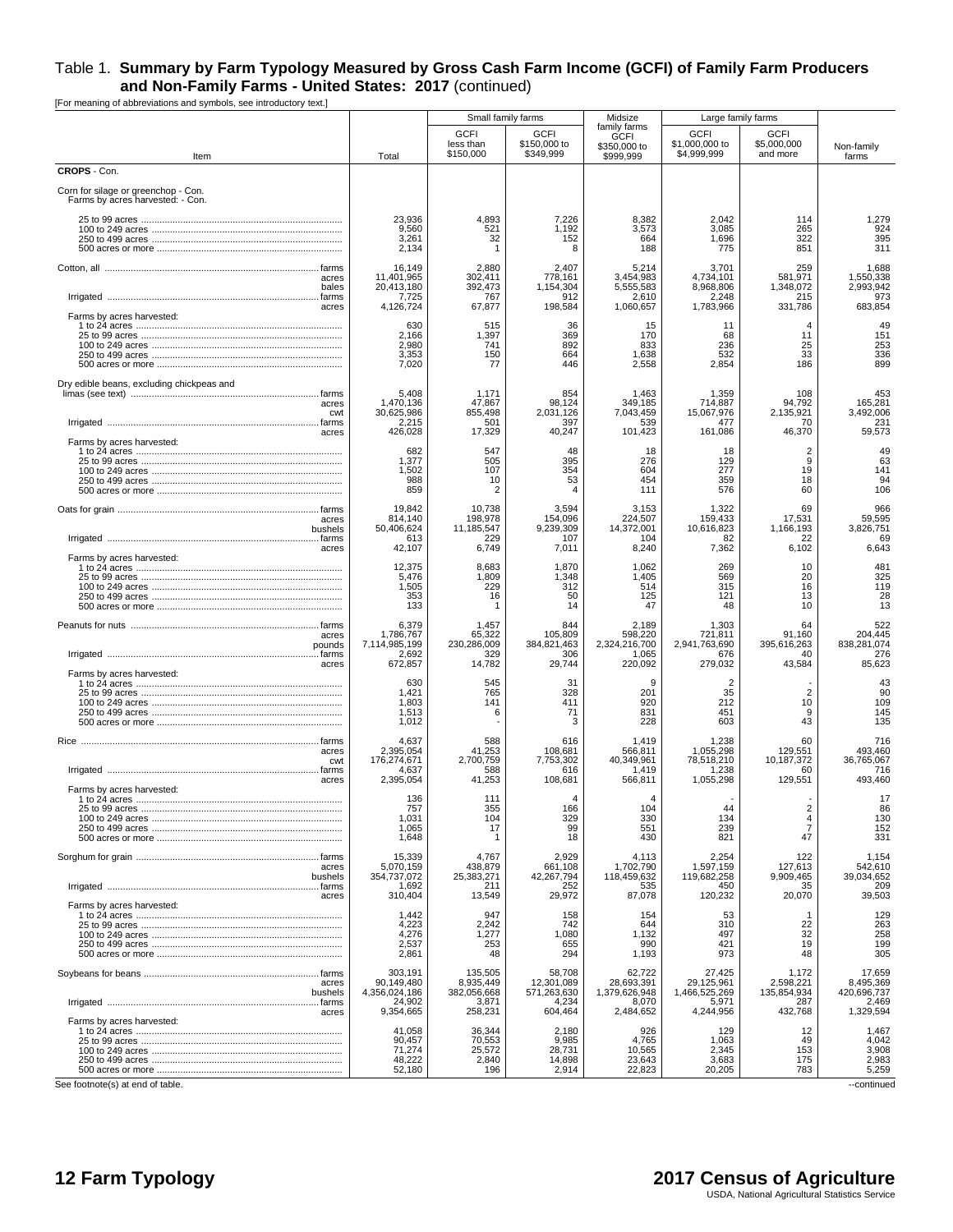## Table 1. **Summary by Farm Typology Measured by Gross Cash Farm Income (GCFI) of Family Farm Producers and Non-Family Farms - United States: 2017** (continued)

[For meaning of abbreviations and symbols, see introductory text.]

| Item | Total | Small family farms | | Midsize family farms | Large family farms | | Non-family farms |
|---|---|---|---|---|---|---|---|
| | | GCFI less than $150,000 | GCFI $150,000 to $349,999 | GCFI $350,000 to $999,999 | GCFI $1,000,000 to $4,999,999 | GCFI $5,000,000 and more | |
| **CROPS** - Con. | | | | | | | |
| Corn for silage or greenchop - Con. | | | | | | | |
| Farms by acres harvested: - Con. | | | | | | | |
| 25 to 99 acres | 23,936 | 4,893 | 7,226 | 8,382 | 2,042 | 114 | 1,279 |
| 100 to 249 acres | 9,560 | 521 | 1,192 | 3,573 | 3,085 | 265 | 924 |
| 250 to 499 acres | 3,261 | 32 | 152 | 664 | 1,696 | 322 | 395 |
| 500 acres or more | 2,134 | 1 | 8 | 188 | 775 | 851 | 311 |
| Cotton, all ........ farms | 16,149 | 2,880 | 2,407 | 5,214 | 3,701 | 259 | 1,688 |
| acres | 11,401,965 | 302,411 | 778,161 | 3,454,983 | 4,734,101 | 581,971 | 1,550,338 |
| bales | 20,413,180 | 392,473 | 1,154,304 | 5,555,583 | 8,968,806 | 1,348,072 | 2,993,942 |
| Irrigated ........ farms | 7,725 | 767 | 912 | 2,610 | 2,248 | 215 | 973 |
| acres | 4,126,724 | 67,877 | 198,584 | 1,060,657 | 1,783,966 | 331,786 | 683,854 |
| Farms by acres harvested: | | | | | | | |
| 1 to 24 acres | 630 | 515 | 36 | 15 | 11 | 4 | 49 |
| 25 to 99 acres | 2,166 | 1,397 | 369 | 170 | 68 | 11 | 151 |
| 100 to 249 acres | 2,980 | 741 | 892 | 833 | 236 | 25 | 253 |
| 250 to 499 acres | 3,353 | 150 | 664 | 1,638 | 532 | 33 | 336 |
| 500 acres or more | 7,020 | 77 | 446 | 2,558 | 2,854 | 186 | 899 |
| Dry edible beans, excluding chickpeas and limas (see text) ........ farms | 5,408 | 1,171 | 854 | 1,463 | 1,359 | 108 | 453 |
| acres | 1,470,136 | 47,867 | 98,124 | 349,185 | 714,887 | 94,792 | 165,281 |
| cwt | 30,625,986 | 855,498 | 2,031,126 | 7,043,459 | 15,067,976 | 2,135,921 | 3,492,006 |
| Irrigated ........ farms | 2,215 | 501 | 397 | 539 | 477 | 70 | 231 |
| acres | 426,028 | 17,329 | 40,247 | 101,423 | 161,086 | 46,370 | 59,573 |
| Farms by acres harvested: | | | | | | | |
| 1 to 24 acres | 682 | 547 | 48 | 18 | 18 | 2 | 49 |
| 25 to 99 acres | 1,377 | 505 | 395 | 276 | 129 | 9 | 63 |
| 100 to 249 acres | 1,502 | 107 | 354 | 604 | 277 | 19 | 141 |
| 250 to 499 acres | 988 | 10 | 53 | 454 | 359 | 18 | 94 |
| 500 acres or more | 859 | 2 | 4 | 111 | 576 | 60 | 106 |
| Oats for grain ........ farms | 19,842 | 10,738 | 3,594 | 3,153 | 1,322 | 69 | 966 |
| acres | 814,140 | 198,978 | 154,096 | 224,507 | 159,433 | 17,531 | 59,595 |
| bushels | 50,406,624 | 11,185,547 | 9,239,309 | 14,372,001 | 10,616,823 | 1,166,193 | 3,826,751 |
| Irrigated ........ farms | 613 | 229 | 107 | 104 | 82 | 22 | 69 |
| acres | 42,107 | 6,749 | 7,011 | 8,240 | 7,362 | 6,102 | 6,643 |
| Farms by acres harvested: | | | | | | | |
| 1 to 24 acres | 12,375 | 8,683 | 1,870 | 1,062 | 269 | 10 | 481 |
| 25 to 99 acres | 5,476 | 1,809 | 1,348 | 1,405 | 569 | 20 | 325 |
| 100 to 249 acres | 1,505 | 229 | 312 | 514 | 315 | 16 | 119 |
| 250 to 499 acres | 353 | 16 | 50 | 125 | 121 | 13 | 28 |
| 500 acres or more | 133 | 1 | 14 | 47 | 48 | 10 | 13 |
| Peanuts for nuts ........ farms | 6,379 | 1,457 | 844 | 2,189 | 1,303 | 64 | 522 |
| acres | 1,786,767 | 65,322 | 105,809 | 598,220 | 721,811 | 91,160 | 204,445 |
| pounds | 7,114,985,199 | 230,286,009 | 384,821,463 | 2,324,216,700 | 2,941,763,690 | 395,616,263 | 838,281,074 |
| Irrigated ........ farms | 2,692 | 329 | 306 | 1,065 | 676 | 40 | 276 |
| acres | 672,857 | 14,782 | 29,744 | 220,092 | 279,032 | 43,584 | 85,623 |
| Farms by acres harvested: | | | | | | | |
| 1 to 24 acres | 630 | 545 | 31 | 9 | 2 | - | 43 |
| 25 to 99 acres | 1,421 | 765 | 328 | 201 | 35 | 2 | 90 |
| 100 to 249 acres | 1,803 | 141 | 411 | 920 | 212 | 10 | 109 |
| 250 to 499 acres | 1,513 | 6 | 71 | 831 | 451 | 9 | 145 |
| 500 acres or more | 1,012 | - | 3 | 228 | 603 | 43 | 135 |
| Rice ........ farms | 4,637 | 588 | 616 | 1,419 | 1,238 | 60 | 716 |
| acres | 2,395,054 | 41,253 | 108,681 | 566,811 | 1,055,298 | 129,551 | 493,460 |
| cwt | 176,274,671 | 2,700,759 | 7,753,302 | 40,349,961 | 78,518,210 | 10,187,372 | 36,765,067 |
| Irrigated ........ farms | 4,637 | 588 | 616 | 1,419 | 1,238 | 60 | 716 |
| acres | 2,395,054 | 41,253 | 108,681 | 566,811 | 1,055,298 | 129,551 | 493,460 |
| Farms by acres harvested: | | | | | | | |
| 1 to 24 acres | 136 | 111 | 4 | 4 | - | - | 17 |
| 25 to 99 acres | 757 | 355 | 166 | 104 | 44 | 2 | 86 |
| 100 to 249 acres | 1,031 | 104 | 329 | 330 | 134 | 4 | 130 |
| 250 to 499 acres | 1,065 | 17 | 99 | 551 | 239 | 7 | 152 |
| 500 acres or more | 1,648 | 1 | 18 | 430 | 821 | 47 | 331 |
| Sorghum for grain ........ farms | 15,339 | 4,767 | 2,929 | 4,113 | 2,254 | 122 | 1,154 |
| acres | 5,070,159 | 438,879 | 661,108 | 1,702,790 | 1,597,159 | 127,613 | 542,610 |
| bushels | 354,737,072 | 25,383,271 | 42,267,794 | 118,459,632 | 119,682,258 | 9,909,465 | 39,034,652 |
| Irrigated ........ farms | 1,692 | 211 | 252 | 535 | 450 | 35 | 209 |
| acres | 310,404 | 13,549 | 29,972 | 87,078 | 120,232 | 20,070 | 39,503 |
| Farms by acres harvested: | | | | | | | |
| 1 to 24 acres | 1,442 | 947 | 158 | 154 | 53 | 1 | 129 |
| 25 to 99 acres | 4,223 | 2,242 | 742 | 644 | 310 | 22 | 263 |
| 100 to 249 acres | 4,276 | 1,277 | 1,080 | 1,132 | 497 | 32 | 258 |
| 250 to 499 acres | 2,537 | 253 | 655 | 990 | 421 | 19 | 199 |
| 500 acres or more | 2,861 | 48 | 294 | 1,193 | 973 | 48 | 305 |
| Soybeans for beans ........ farms | 303,191 | 135,505 | 58,708 | 62,722 | 27,425 | 1,172 | 17,659 |
| acres | 90,149,480 | 8,935,449 | 12,301,089 | 28,693,391 | 29,125,961 | 2,598,221 | 8,495,369 |
| bushels | 4,356,024,186 | 382,056,668 | 571,263,630 | 1,379,626,948 | 1,466,525,269 | 135,854,934 | 420,696,737 |
| Irrigated ........ farms | 24,902 | 3,871 | 4,234 | 8,070 | 5,971 | 287 | 2,469 |
| acres | 9,354,665 | 258,231 | 604,464 | 2,484,652 | 4,244,956 | 432,768 | 1,329,594 |
| Farms by acres harvested: | | | | | | | |
| 1 to 24 acres | 41,058 | 36,344 | 2,180 | 926 | 129 | 12 | 1,467 |
| 25 to 99 acres | 90,457 | 70,553 | 9,985 | 4,765 | 1,063 | 49 | 4,042 |
| 100 to 249 acres | 71,274 | 25,572 | 28,731 | 10,565 | 2,345 | 153 | 3,908 |
| 250 to 499 acres | 48,222 | 2,840 | 14,898 | 23,643 | 3,683 | 175 | 2,983 |
| 500 acres or more | 52,180 | 196 | 2,914 | 22,823 | 20,205 | 783 | 5,259 |

See footnote(s) at end of table. --continued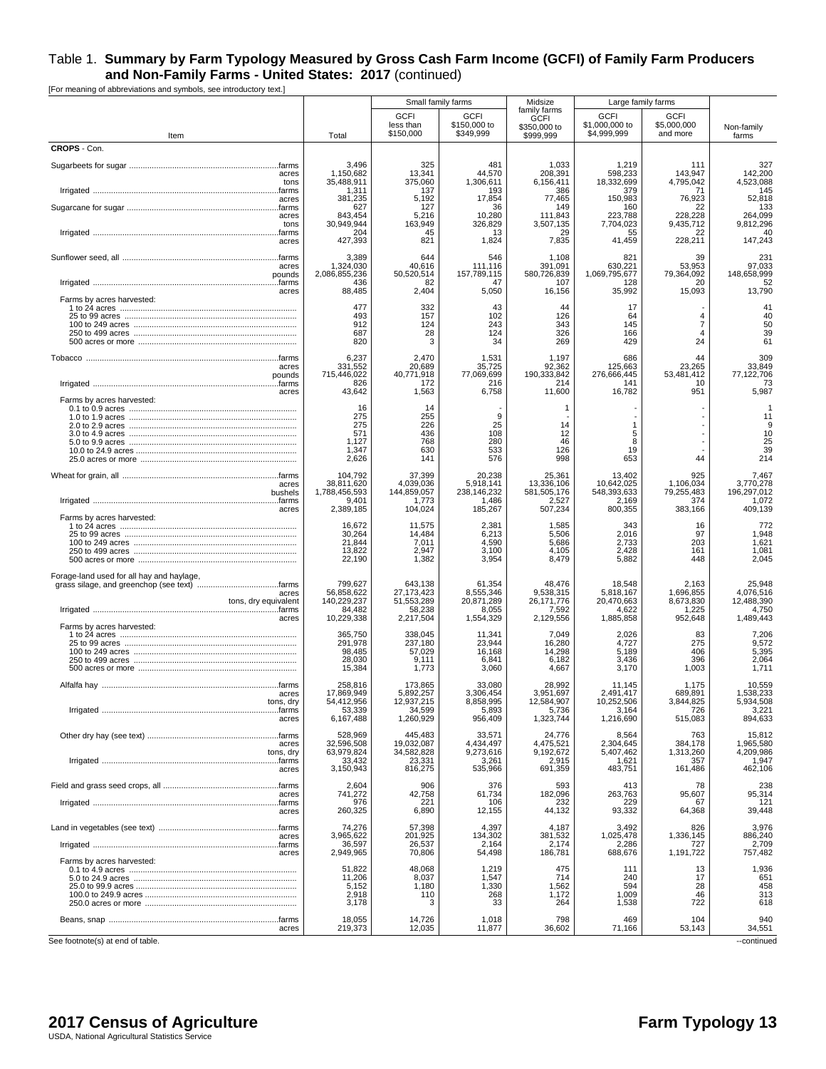# Table 1. Summary by Farm Typology Measured by Gross Cash Farm Income (GCFI) of Family Farm Producers and Non-Family Farms - United States: 2017 (continued)

[For meaning of abbreviations and symbols, see introductory text.]

| Item | | Total | Small family farms: GCFI less than $150,000 | Small family farms: GCFI $150,000 to $349,999 | Midsize family farms GCFI $350,000 to $999,999 | Large family farms: GCFI $1,000,000 to $4,999,999 | Large family farms: GCFI $5,000,000 and more | Non-family farms |
|---|---|---|---|---|---|---|---|---|
| **CROPS** - Con. | | | | | | | | |
| Sugarbeets for sugar | farms | 3,496 | 325 | 481 | 1,033 | 1,219 | 111 | 327 |
| | acres | 1,150,682 | 13,341 | 44,570 | 208,391 | 598,233 | 143,947 | 142,200 |
| | tons | 35,488,911 | 375,060 | 1,306,611 | 6,156,411 | 18,332,699 | 4,795,042 | 4,523,088 |
| Irrigated | farms | 1,311 | 137 | 193 | 386 | 379 | 71 | 145 |
| | acres | 381,235 | 5,192 | 17,854 | 77,465 | 150,983 | 76,923 | 52,818 |
| Sugarcane for sugar | farms | 627 | 127 | 36 | 149 | 160 | 22 | 133 |
| | acres | 843,454 | 5,216 | 10,280 | 111,843 | 223,788 | 228,228 | 264,099 |
| | tons | 30,949,944 | 163,949 | 326,829 | 3,507,135 | 7,704,023 | 9,435,712 | 9,812,296 |
| Irrigated | farms | 204 | 45 | 13 | 29 | 55 | 22 | 40 |
| | acres | 427,393 | 821 | 1,824 | 7,835 | 41,459 | 228,211 | 147,243 |
| Sunflower seed, all | farms | 3,389 | 644 | 546 | 1,108 | 821 | 39 | 231 |
| | acres | 1,324,030 | 40,616 | 111,116 | 391,091 | 630,221 | 53,953 | 97,033 |
| | pounds | 2,086,855,236 | 50,520,514 | 157,789,115 | 580,726,839 | 1,069,795,677 | 79,364,092 | 148,658,999 |
| Irrigated | farms | 436 | 82 | 47 | 107 | 128 | 20 | 52 |
| | acres | 88,485 | 2,404 | 5,050 | 16,156 | 35,992 | 15,093 | 13,790 |
| Farms by acres harvested: | | | | | | | | |
| 1 to 24 acres | | 477 | 332 | 43 | 44 | 17 | - | 41 |
| 25 to 99 acres | | 493 | 157 | 102 | 126 | 64 | 4 | 40 |
| 100 to 249 acres | | 912 | 124 | 243 | 343 | 145 | 7 | 50 |
| 250 to 499 acres | | 687 | 28 | 124 | 326 | 166 | 4 | 39 |
| 500 acres or more | | 820 | 3 | 34 | 269 | 429 | 24 | 61 |
| Tobacco | farms | 6,237 | 2,470 | 1,531 | 1,197 | 686 | 44 | 309 |
| | acres | 331,552 | 20,689 | 35,725 | 92,362 | 125,663 | 23,265 | 33,849 |
| | pounds | 715,446,022 | 40,771,918 | 77,069,699 | 190,333,842 | 276,666,445 | 53,481,412 | 77,122,706 |
| Irrigated | farms | 826 | 172 | 216 | 214 | 141 | 10 | 73 |
| | acres | 43,642 | 1,563 | 6,758 | 11,600 | 16,782 | 951 | 5,987 |
| Farms by acres harvested: | | | | | | | | |
| 0.1 to 0.9 acres | | 16 | 14 | - | 1 | - | - | 1 |
| 1.0 to 1.9 acres | | 275 | 255 | 9 | - | - | - | 11 |
| 2.0 to 2.9 acres | | 275 | 226 | 25 | 14 | 1 | - | 9 |
| 3.0 to 4.9 acres | | 571 | 436 | 108 | 12 | 5 | - | 10 |
| 5.0 to 9.9 acres | | 1,127 | 768 | 280 | 46 | 8 | - | 25 |
| 10.0 to 24.9 acres | | 1,347 | 630 | 533 | 126 | 19 | - | 39 |
| 25.0 acres or more | | 2,626 | 141 | 576 | 998 | 653 | 44 | 214 |
| Wheat for grain, all | farms | 104,792 | 37,399 | 20,238 | 25,361 | 13,402 | 925 | 7,467 |
| | acres | 38,811,620 | 4,039,036 | 5,918,141 | 13,336,106 | 10,642,025 | 1,106,034 | 3,770,278 |
| | bushels | 1,788,456,593 | 144,859,057 | 238,146,232 | 581,505,176 | 548,393,633 | 79,255,483 | 196,297,012 |
| Irrigated | farms | 9,401 | 1,773 | 1,486 | 2,527 | 2,169 | 374 | 1,072 |
| | acres | 2,389,185 | 104,024 | 185,267 | 507,234 | 800,355 | 383,166 | 409,139 |
| Farms by acres harvested: | | | | | | | | |
| 1 to 24 acres | | 16,672 | 11,575 | 2,381 | 1,585 | 343 | 16 | 772 |
| 25 to 99 acres | | 30,264 | 14,484 | 6,213 | 5,506 | 2,016 | 97 | 1,948 |
| 100 to 249 acres | | 21,844 | 7,011 | 4,590 | 5,686 | 2,733 | 203 | 1,621 |
| 250 to 499 acres | | 13,822 | 2,947 | 3,100 | 4,105 | 2,428 | 161 | 1,081 |
| 500 acres or more | | 22,190 | 1,382 | 3,954 | 8,479 | 5,882 | 448 | 2,045 |
| Forage-land used for all hay and haylage, grass silage, and greenchop (see text) | farms | 799,627 | 643,138 | 61,354 | 48,476 | 18,548 | 2,163 | 25,948 |
| | acres | 56,858,622 | 27,173,423 | 8,555,346 | 9,538,315 | 5,818,167 | 1,696,855 | 4,076,516 |
| | tons, dry equivalent | 140,229,237 | 51,553,289 | 20,871,289 | 26,171,776 | 20,470,663 | 8,673,830 | 12,488,390 |
| Irrigated | farms | 84,482 | 58,238 | 8,055 | 7,592 | 4,622 | 1,225 | 4,750 |
| | acres | 10,229,338 | 2,217,504 | 1,554,329 | 2,129,556 | 1,885,858 | 952,648 | 1,489,443 |
| Farms by acres harvested: | | | | | | | | |
| 1 to 24 acres | | 365,750 | 338,045 | 11,341 | 7,049 | 2,026 | 83 | 7,206 |
| 25 to 99 acres | | 291,978 | 237,180 | 23,944 | 16,280 | 4,727 | 275 | 9,572 |
| 100 to 249 acres | | 98,485 | 57,029 | 16,168 | 14,298 | 5,189 | 406 | 5,395 |
| 250 to 499 acres | | 28,030 | 9,111 | 6,841 | 6,182 | 3,436 | 396 | 2,064 |
| 500 acres or more | | 15,384 | 1,773 | 3,060 | 4,667 | 3,170 | 1,003 | 1,711 |
| Alfalfa hay | farms | 258,816 | 173,865 | 33,080 | 28,992 | 11,145 | 1,175 | 10,559 |
| | acres | 17,869,949 | 5,892,257 | 3,306,454 | 3,951,697 | 2,491,417 | 689,891 | 1,538,233 |
| | tons, dry | 54,412,956 | 12,937,215 | 8,858,995 | 12,584,907 | 10,252,506 | 3,844,825 | 5,934,508 |
| Irrigated | farms | 53,339 | 34,599 | 5,893 | 5,736 | 3,164 | 726 | 3,221 |
| | acres | 6,167,488 | 1,260,929 | 956,409 | 1,323,744 | 1,216,690 | 515,083 | 894,633 |
| Other dry hay (see text) | farms | 528,969 | 445,483 | 33,571 | 24,776 | 8,564 | 763 | 15,812 |
| | acres | 32,596,508 | 19,032,087 | 4,434,497 | 4,475,521 | 2,304,645 | 384,178 | 1,965,580 |
| | tons, dry | 63,979,824 | 34,582,828 | 9,273,616 | 9,192,672 | 5,407,462 | 1,313,260 | 4,209,986 |
| Irrigated | farms | 33,432 | 23,331 | 3,261 | 2,915 | 1,621 | 357 | 1,947 |
| | acres | 3,150,943 | 816,275 | 535,966 | 691,359 | 483,751 | 161,486 | 462,106 |
| Field and grass seed crops, all | farms | 2,604 | 906 | 376 | 593 | 413 | 78 | 238 |
| | acres | 741,272 | 42,758 | 61,734 | 182,096 | 263,763 | 95,607 | 95,314 |
| Irrigated | farms | 976 | 221 | 106 | 232 | 229 | 67 | 121 |
| | acres | 260,325 | 6,890 | 12,155 | 44,132 | 93,332 | 64,368 | 39,448 |
| Land in vegetables (see text) | farms | 74,276 | 57,398 | 4,397 | 4,187 | 3,492 | 826 | 3,976 |
| | acres | 3,965,622 | 201,925 | 134,302 | 381,532 | 1,025,478 | 1,336,145 | 886,240 |
| Irrigated | farms | 36,597 | 26,537 | 2,164 | 2,174 | 2,286 | 727 | 2,709 |
| | acres | 2,949,965 | 70,806 | 54,498 | 186,781 | 688,676 | 1,191,722 | 757,482 |
| Farms by acres harvested: | | | | | | | | |
| 0.1 to 4.9 acres | | 51,822 | 48,068 | 1,219 | 475 | 111 | 13 | 1,936 |
| 5.0 to 24.9 acres | | 11,206 | 8,037 | 1,547 | 714 | 240 | 17 | 651 |
| 25.0 to 99.9 acres | | 5,152 | 1,180 | 1,330 | 1,562 | 594 | 28 | 458 |
| 100.0 to 249.9 acres | | 2,918 | 110 | 268 | 1,172 | 1,009 | 46 | 313 |
| 250.0 acres or more | | 3,178 | 3 | 33 | 264 | 1,538 | 722 | 618 |
| Beans, snap | farms | 18,055 | 14,726 | 1,018 | 798 | 469 | 104 | 940 |
| | acres | 219,373 | 12,035 | 11,877 | 36,602 | 71,166 | 53,143 | 34,551 |

See footnote(s) at end of table.

--continued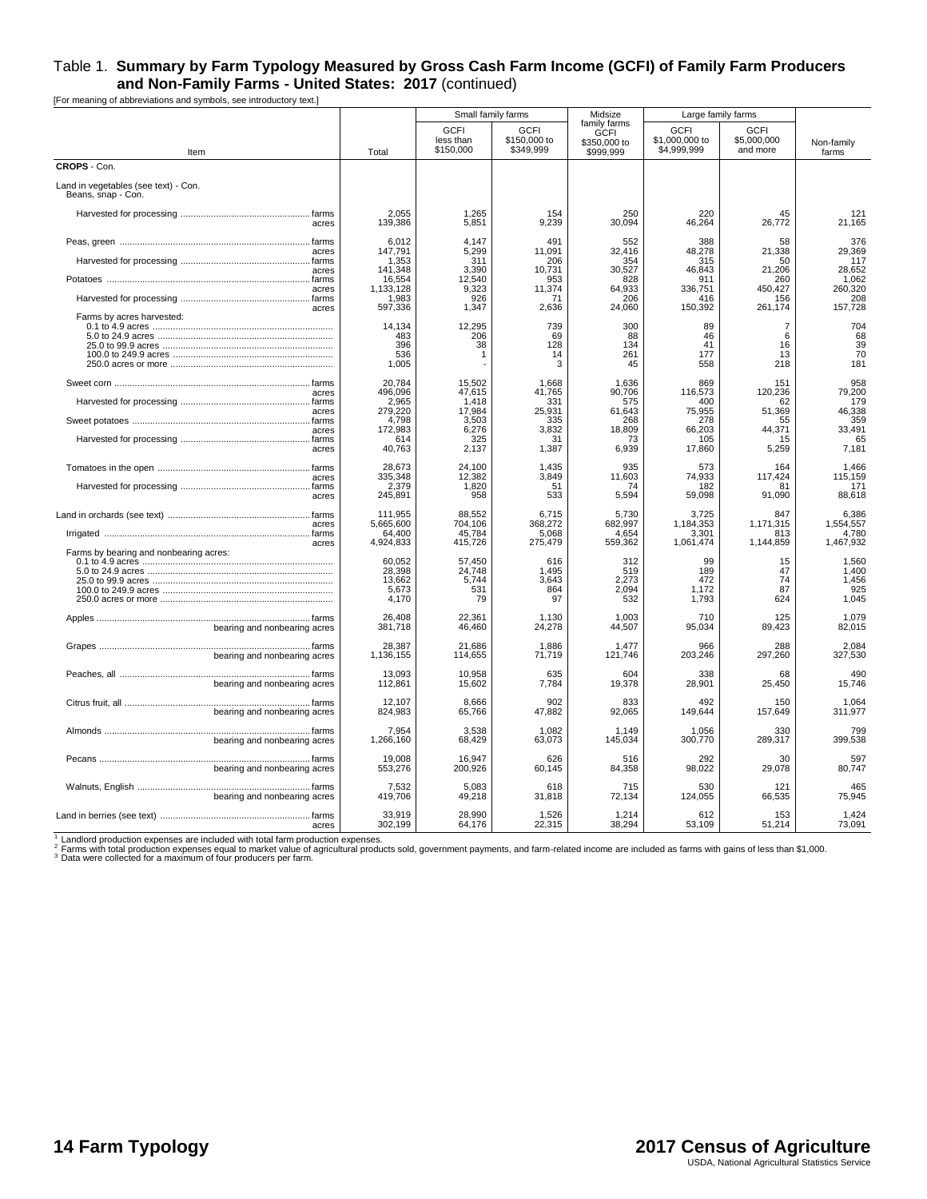Table 1. **Summary by Farm Typology Measured by Gross Cash Farm Income (GCFI) of Family Farm Producers and Non-Family Farms - United States: 2017** (continued)

[For meaning of abbreviations and symbols, see introductory text.]

| Item | | Total | Small family farms: GCFI less than $150,000 | Small family farms: GCFI $150,000 to $349,999 | Midsize family farms GCFI $350,000 to $999,999 | Large family farms: GCFI $1,000,000 to $4,999,999 | Large family farms: GCFI $5,000,000 and more | Non-family farms |
|---|---|---|---|---|---|---|---|---|
| **CROPS** - Con. | | | | | | | | |
| Land in vegetables (see text) - Con. | | | | | | | | |
| Beans, snap - Con. | | | | | | | | |
| Harvested for processing | farms | 2,055 | 1,265 | 154 | 250 | 220 | 45 | 121 |
| | acres | 139,386 | 5,851 | 9,239 | 30,094 | 46,264 | 26,772 | 21,165 |
| Peas, green | farms | 6,012 | 4,147 | 491 | 552 | 388 | 58 | 376 |
| | acres | 147,791 | 5,299 | 11,091 | 32,416 | 48,278 | 21,338 | 29,369 |
| Harvested for processing | farms | 1,353 | 311 | 206 | 354 | 315 | 50 | 117 |
| | acres | 141,348 | 3,390 | 10,731 | 30,527 | 46,843 | 21,206 | 28,652 |
| Potatoes | farms | 16,554 | 12,540 | 953 | 828 | 911 | 260 | 1,062 |
| | acres | 1,133,128 | 9,323 | 11,374 | 64,933 | 336,751 | 450,427 | 260,320 |
| Harvested for processing | farms | 1,983 | 926 | 71 | 206 | 416 | 156 | 208 |
| | acres | 597,336 | 1,347 | 2,636 | 24,060 | 150,392 | 261,174 | 157,728 |
| Farms by acres harvested: | | | | | | | | |
| 0.1 to 4.9 acres | | 14,134 | 12,295 | 739 | 300 | 89 | 7 | 704 |
| 5.0 to 24.9 acres | | 483 | 206 | 69 | 88 | 46 | 6 | 68 |
| 25.0 to 99.9 acres | | 396 | 38 | 128 | 134 | 41 | 16 | 39 |
| 100.0 to 249.9 acres | | 536 | 1 | 14 | 261 | 177 | 13 | 70 |
| 250.0 acres or more | | 1,005 | - | 3 | 45 | 558 | 218 | 181 |
| Sweet corn | farms | 20,784 | 15,502 | 1,668 | 1,636 | 869 | 151 | 958 |
| | acres | 496,096 | 47,615 | 41,765 | 90,706 | 116,573 | 120,236 | 79,200 |
| Harvested for processing | farms | 2,965 | 1,418 | 331 | 575 | 400 | 62 | 179 |
| | acres | 279,220 | 17,984 | 25,931 | 61,643 | 75,955 | 51,369 | 46,338 |
| Sweet potatoes | farms | 4,798 | 3,503 | 335 | 268 | 278 | 55 | 359 |
| | acres | 172,983 | 6,276 | 3,832 | 18,809 | 66,203 | 44,371 | 33,491 |
| Harvested for processing | farms | 614 | 325 | 31 | 73 | 105 | 15 | 65 |
| | acres | 40,763 | 2,137 | 1,387 | 6,939 | 17,860 | 5,259 | 7,181 |
| Tomatoes in the open | farms | 28,673 | 24,100 | 1,435 | 935 | 573 | 164 | 1,466 |
| | acres | 335,348 | 12,382 | 3,849 | 11,603 | 74,933 | 117,424 | 115,159 |
| Harvested for processing | farms | 2,379 | 1,820 | 51 | 74 | 182 | 81 | 171 |
| | acres | 245,891 | 958 | 533 | 5,594 | 59,098 | 91,090 | 88,618 |
| Land in orchards (see text) | farms | 111,955 | 88,552 | 6,715 | 5,730 | 3,725 | 847 | 6,386 |
| | acres | 5,665,600 | 704,106 | 368,272 | 682,997 | 1,184,353 | 1,171,315 | 1,554,557 |
| Irrigated | farms | 64,400 | 45,784 | 5,068 | 4,654 | 3,301 | 813 | 4,780 |
| | acres | 4,924,833 | 415,726 | 275,479 | 559,362 | 1,061,474 | 1,144,859 | 1,467,932 |
| Farms by bearing and nonbearing acres: | | | | | | | | |
| 0.1 to 4.9 acres | | 60,052 | 57,450 | 616 | 312 | 99 | 15 | 1,560 |
| 5.0 to 24.9 acres | | 28,398 | 24,748 | 1,495 | 519 | 189 | 47 | 1,400 |
| 25.0 to 99.9 acres | | 13,662 | 5,744 | 3,643 | 2,273 | 472 | 74 | 1,456 |
| 100.0 to 249.9 acres | | 5,673 | 531 | 864 | 2,094 | 1,172 | 87 | 925 |
| 250.0 acres or more | | 4,170 | 79 | 97 | 532 | 1,793 | 624 | 1,045 |
| Apples | farms | 26,408 | 22,361 | 1,130 | 1,003 | 710 | 125 | 1,079 |
| | bearing and nonbearing acres | 381,718 | 46,460 | 24,278 | 44,507 | 95,034 | 89,423 | 82,015 |
| Grapes | farms | 28,387 | 21,686 | 1,886 | 1,477 | 966 | 288 | 2,084 |
| | bearing and nonbearing acres | 1,136,155 | 114,655 | 71,719 | 121,746 | 203,246 | 297,260 | 327,530 |
| Peaches, all | farms | 13,093 | 10,958 | 635 | 604 | 338 | 68 | 490 |
| | bearing and nonbearing acres | 112,861 | 15,602 | 7,784 | 19,378 | 28,901 | 25,450 | 15,746 |
| Citrus fruit, all | farms | 12,107 | 8,666 | 902 | 833 | 492 | 150 | 1,064 |
| | bearing and nonbearing acres | 824,983 | 65,766 | 47,882 | 92,065 | 149,644 | 157,649 | 311,977 |
| Almonds | farms | 7,954 | 3,538 | 1,082 | 1,149 | 1,056 | 330 | 799 |
| | bearing and nonbearing acres | 1,266,160 | 68,429 | 63,073 | 145,034 | 300,770 | 289,317 | 399,538 |
| Pecans | farms | 19,008 | 16,947 | 626 | 516 | 292 | 30 | 597 |
| | bearing and nonbearing acres | 553,276 | 200,926 | 60,145 | 84,358 | 98,022 | 29,078 | 80,747 |
| Walnuts, English | farms | 7,532 | 5,083 | 618 | 715 | 530 | 121 | 465 |
| | bearing and nonbearing acres | 419,706 | 49,218 | 31,818 | 72,134 | 124,055 | 66,535 | 75,945 |
| Land in berries (see text) | farms | 33,919 | 28,990 | 1,526 | 1,214 | 612 | 153 | 1,424 |
| | acres | 302,199 | 64,176 | 22,315 | 38,294 | 53,109 | 51,214 | 73,091 |

[1] Landlord production expenses are included with total farm production expenses.
[2] Farms with total production expenses equal to market value of agricultural products sold, government payments, and farm-related income are included as farms with gains of less than $1,000.
[3] Data were collected for a maximum of four producers per farm.